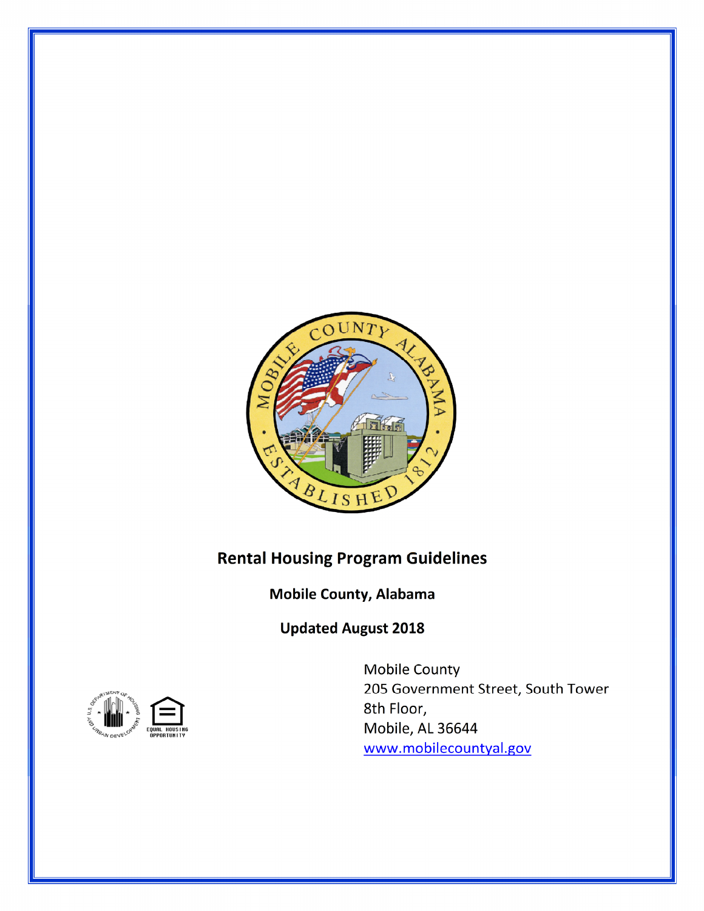# Rental Housing Program Guidelines

**Mobile County, Alabama**

**Updated August 2018**

Mobile County
205 Government Street, South Tower
8th Floor,
Mobile, AL 36644
[www.mobilecountyal.gov](http://www.mobilecountyal.gov)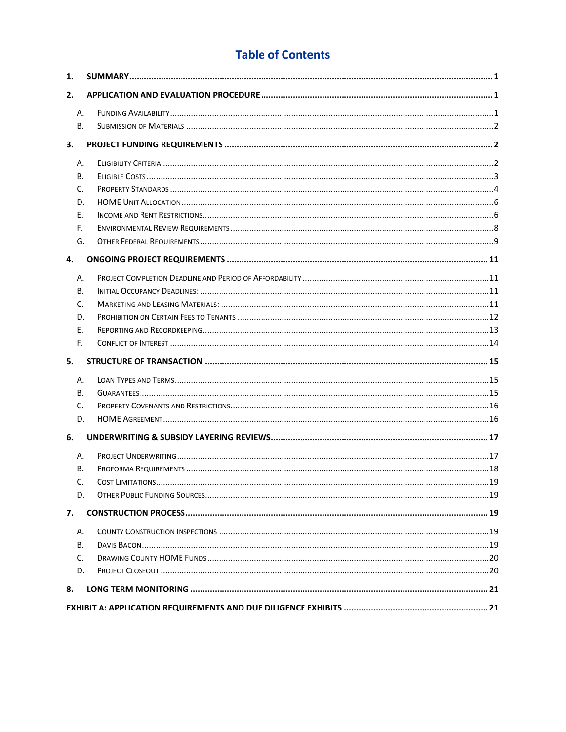# Table of Contents

**1. SUMMARY** ........ **1**

**2. APPLICATION AND EVALUATION PROCEDURE** ........ **1**

- A. Funding Availability ........ 1
- B. Submission of Materials ........ 2

**3. PROJECT FUNDING REQUIREMENTS** ........ **2**

- A. Eligibility Criteria ........ 2
- B. Eligible Costs ........ 3
- C. Property Standards ........ 4
- D. HOME Unit Allocation ........ 6
- E. Income and Rent Restrictions ........ 6
- F. Environmental Review Requirements ........ 8
- G. Other Federal Requirements ........ 9

**4. ONGOING PROJECT REQUIREMENTS** ........ **11**

- A. Project Completion Deadline and Period of Affordability ........ 11
- B. Initial Occupancy Deadlines: ........ 11
- C. Marketing and Leasing Materials: ........ 11
- D. Prohibition on Certain Fees to Tenants ........ 12
- E. Reporting and Recordkeeping ........ 13
- F. Conflict of Interest ........ 14

**5. STRUCTURE OF TRANSACTION** ........ **15**

- A. Loan Types and Terms ........ 15
- B. Guarantees ........ 15
- C. Property Covenants and Restrictions ........ 16
- D. HOME Agreement ........ 16

**6. UNDERWRITING & SUBSIDY LAYERING REVIEWS** ........ **17**

- A. Project Underwriting ........ 17
- B. Proforma Requirements ........ 18
- C. Cost Limitations ........ 19
- D. Other Public Funding Sources ........ 19

**7. CONSTRUCTION PROCESS** ........ **19**

- A. County Construction Inspections ........ 19
- B. Davis Bacon ........ 19
- C. Drawing County HOME Funds ........ 20
- D. Project Closeout ........ 20

**8. LONG TERM MONITORING** ........ **21**

**EXHIBIT A: APPLICATION REQUIREMENTS AND DUE DILIGENCE EXHIBITS** ........ **21**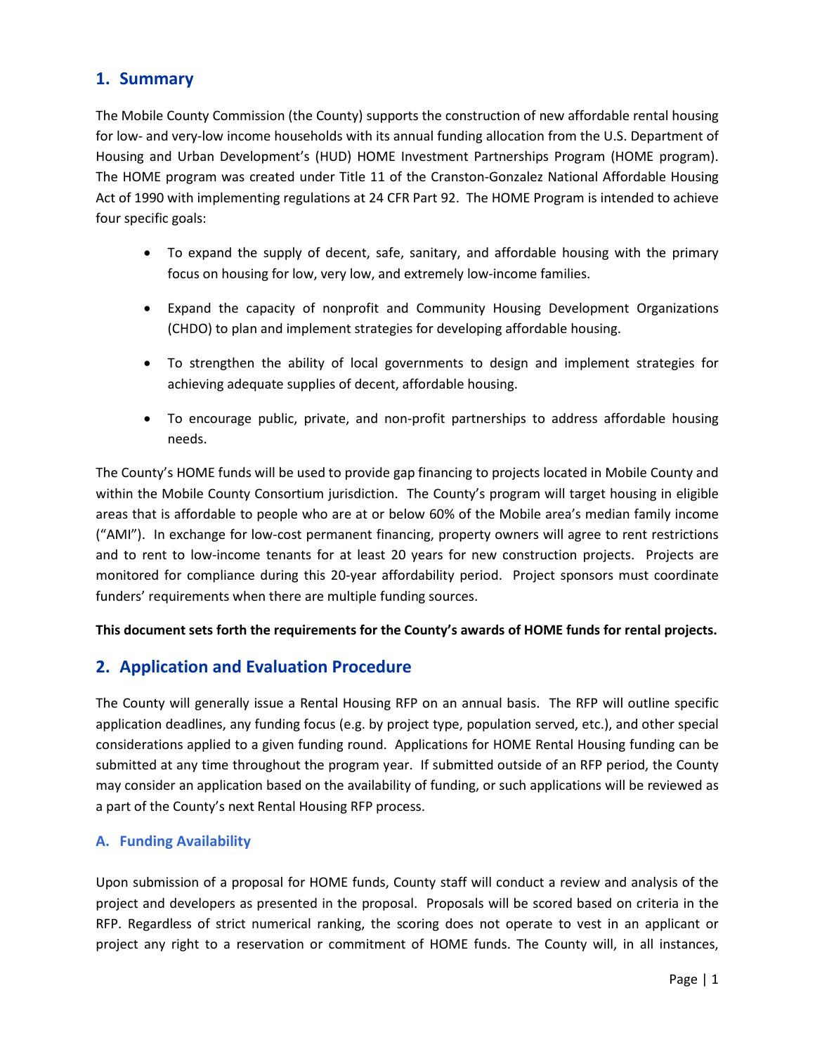## 1. Summary

The Mobile County Commission (the County) supports the construction of new affordable rental housing for low- and very-low income households with its annual funding allocation from the U.S. Department of Housing and Urban Development's (HUD) HOME Investment Partnerships Program (HOME program). The HOME program was created under Title 11 of the Cranston-Gonzalez National Affordable Housing Act of 1990 with implementing regulations at 24 CFR Part 92. The HOME Program is intended to achieve four specific goals:

- To expand the supply of decent, safe, sanitary, and affordable housing with the primary focus on housing for low, very low, and extremely low-income families.
- Expand the capacity of nonprofit and Community Housing Development Organizations (CHDO) to plan and implement strategies for developing affordable housing.
- To strengthen the ability of local governments to design and implement strategies for achieving adequate supplies of decent, affordable housing.
- To encourage public, private, and non-profit partnerships to address affordable housing needs.

The County's HOME funds will be used to provide gap financing to projects located in Mobile County and within the Mobile County Consortium jurisdiction. The County's program will target housing in eligible areas that is affordable to people who are at or below 60% of the Mobile area's median family income ("AMI"). In exchange for low-cost permanent financing, property owners will agree to rent restrictions and to rent to low-income tenants for at least 20 years for new construction projects. Projects are monitored for compliance during this 20-year affordability period. Project sponsors must coordinate funders' requirements when there are multiple funding sources.

**This document sets forth the requirements for the County's awards of HOME funds for rental projects.**

## 2. Application and Evaluation Procedure

The County will generally issue a Rental Housing RFP on an annual basis. The RFP will outline specific application deadlines, any funding focus (e.g. by project type, population served, etc.), and other special considerations applied to a given funding round. Applications for HOME Rental Housing funding can be submitted at any time throughout the program year. If submitted outside of an RFP period, the County may consider an application based on the availability of funding, or such applications will be reviewed as a part of the County's next Rental Housing RFP process.

### A. Funding Availability

Upon submission of a proposal for HOME funds, County staff will conduct a review and analysis of the project and developers as presented in the proposal. Proposals will be scored based on criteria in the RFP. Regardless of strict numerical ranking, the scoring does not operate to vest in an applicant or project any right to a reservation or commitment of HOME funds. The County will, in all instances,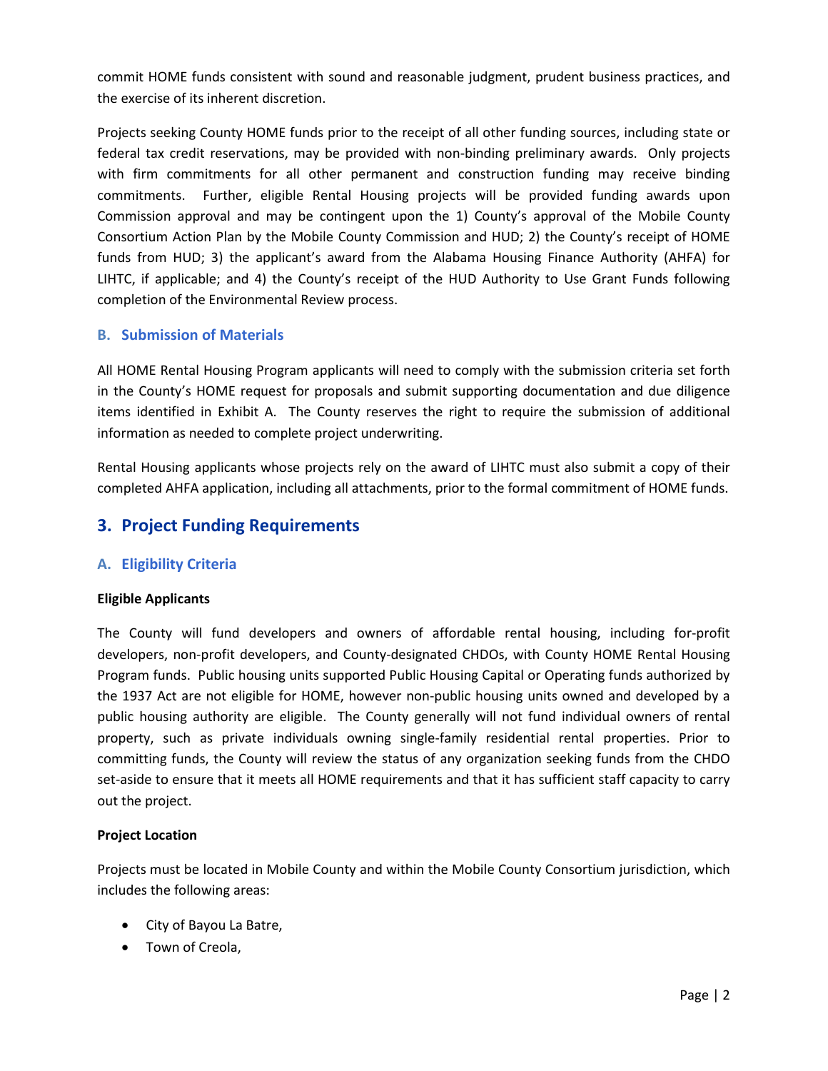commit HOME funds consistent with sound and reasonable judgment, prudent business practices, and the exercise of its inherent discretion.

Projects seeking County HOME funds prior to the receipt of all other funding sources, including state or federal tax credit reservations, may be provided with non-binding preliminary awards. Only projects with firm commitments for all other permanent and construction funding may receive binding commitments. Further, eligible Rental Housing projects will be provided funding awards upon Commission approval and may be contingent upon the 1) County's approval of the Mobile County Consortium Action Plan by the Mobile County Commission and HUD; 2) the County's receipt of HOME funds from HUD; 3) the applicant's award from the Alabama Housing Finance Authority (AHFA) for LIHTC, if applicable; and 4) the County's receipt of the HUD Authority to Use Grant Funds following completion of the Environmental Review process.

### B. Submission of Materials

All HOME Rental Housing Program applicants will need to comply with the submission criteria set forth in the County's HOME request for proposals and submit supporting documentation and due diligence items identified in Exhibit A. The County reserves the right to require the submission of additional information as needed to complete project underwriting.

Rental Housing applicants whose projects rely on the award of LIHTC must also submit a copy of their completed AHFA application, including all attachments, prior to the formal commitment of HOME funds.

## 3. Project Funding Requirements

### A. Eligibility Criteria

**Eligible Applicants**

The County will fund developers and owners of affordable rental housing, including for-profit developers, non-profit developers, and County-designated CHDOs, with County HOME Rental Housing Program funds. Public housing units supported Public Housing Capital or Operating funds authorized by the 1937 Act are not eligible for HOME, however non-public housing units owned and developed by a public housing authority are eligible. The County generally will not fund individual owners of rental property, such as private individuals owning single-family residential rental properties. Prior to committing funds, the County will review the status of any organization seeking funds from the CHDO set-aside to ensure that it meets all HOME requirements and that it has sufficient staff capacity to carry out the project.

**Project Location**

Projects must be located in Mobile County and within the Mobile County Consortium jurisdiction, which includes the following areas:

- City of Bayou La Batre,
- Town of Creola,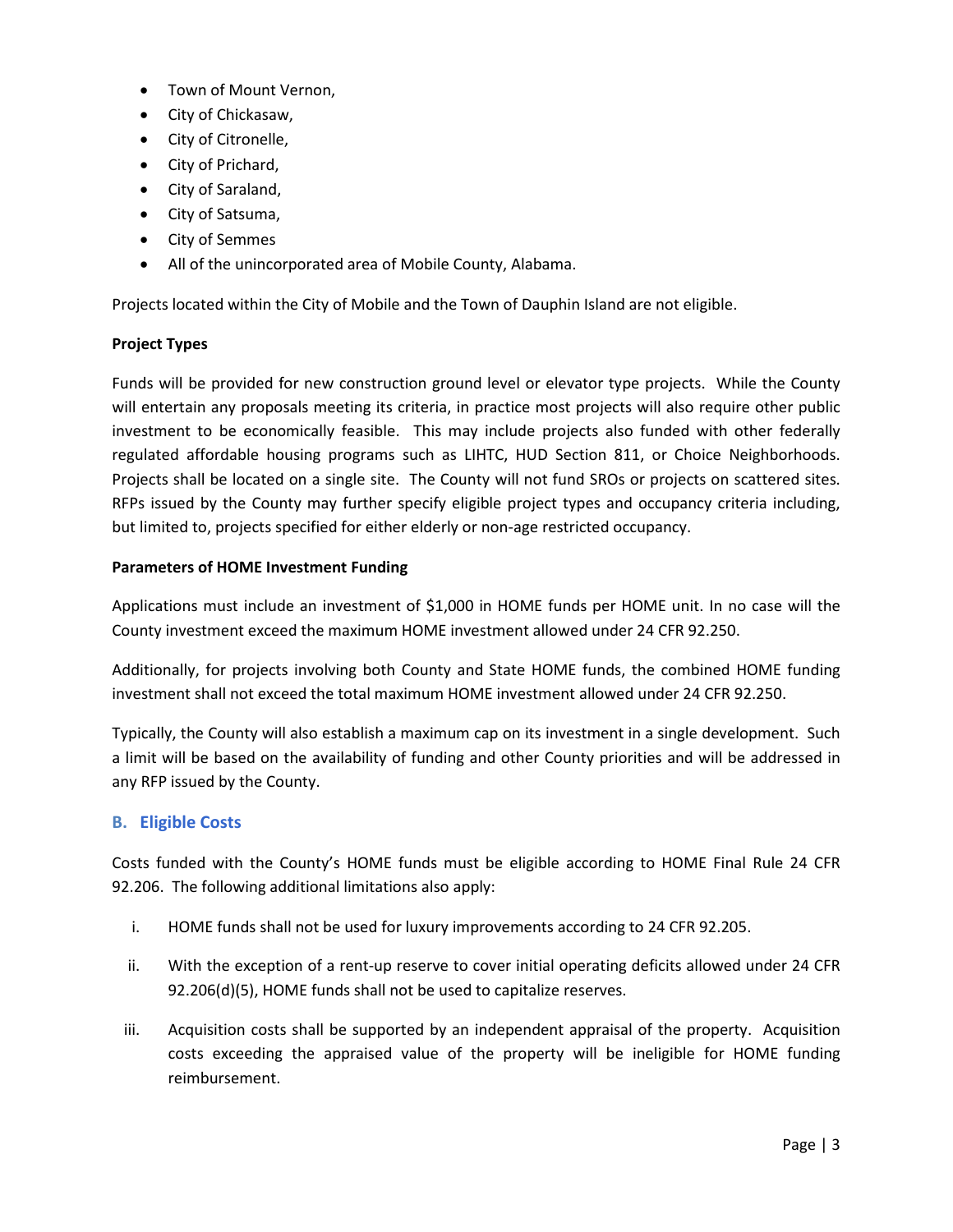- Town of Mount Vernon,
- City of Chickasaw,
- City of Citronelle,
- City of Prichard,
- City of Saraland,
- City of Satsuma,
- City of Semmes
- All of the unincorporated area of Mobile County, Alabama.

Projects located within the City of Mobile and the Town of Dauphin Island are not eligible.

**Project Types**

Funds will be provided for new construction ground level or elevator type projects. While the County will entertain any proposals meeting its criteria, in practice most projects will also require other public investment to be economically feasible. This may include projects also funded with other federally regulated affordable housing programs such as LIHTC, HUD Section 811, or Choice Neighborhoods. Projects shall be located on a single site. The County will not fund SROs or projects on scattered sites. RFPs issued by the County may further specify eligible project types and occupancy criteria including, but limited to, projects specified for either elderly or non-age restricted occupancy.

**Parameters of HOME Investment Funding**

Applications must include an investment of $1,000 in HOME funds per HOME unit. In no case will the County investment exceed the maximum HOME investment allowed under 24 CFR 92.250.

Additionally, for projects involving both County and State HOME funds, the combined HOME funding investment shall not exceed the total maximum HOME investment allowed under 24 CFR 92.250.

Typically, the County will also establish a maximum cap on its investment in a single development. Such a limit will be based on the availability of funding and other County priorities and will be addressed in any RFP issued by the County.

## B. Eligible Costs

Costs funded with the County's HOME funds must be eligible according to HOME Final Rule 24 CFR 92.206. The following additional limitations also apply:

i. HOME funds shall not be used for luxury improvements according to 24 CFR 92.205.

ii. With the exception of a rent-up reserve to cover initial operating deficits allowed under 24 CFR 92.206(d)(5), HOME funds shall not be used to capitalize reserves.

iii. Acquisition costs shall be supported by an independent appraisal of the property. Acquisition costs exceeding the appraised value of the property will be ineligible for HOME funding reimbursement.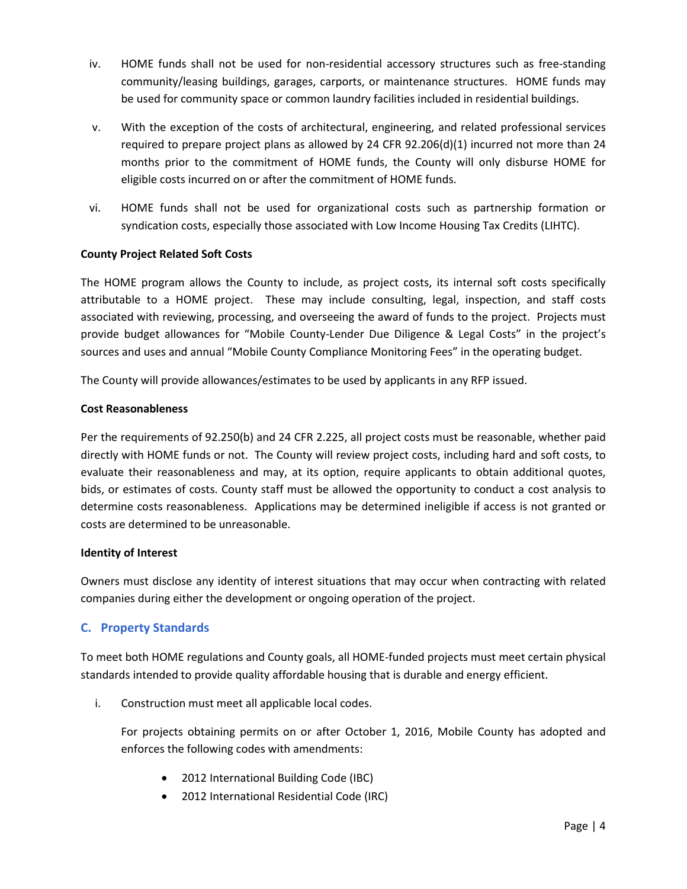iv. HOME funds shall not be used for non-residential accessory structures such as free-standing community/leasing buildings, garages, carports, or maintenance structures. HOME funds may be used for community space or common laundry facilities included in residential buildings.

v. With the exception of the costs of architectural, engineering, and related professional services required to prepare project plans as allowed by 24 CFR 92.206(d)(1) incurred not more than 24 months prior to the commitment of HOME funds, the County will only disburse HOME for eligible costs incurred on or after the commitment of HOME funds.

vi. HOME funds shall not be used for organizational costs such as partnership formation or syndication costs, especially those associated with Low Income Housing Tax Credits (LIHTC).

**County Project Related Soft Costs**

The HOME program allows the County to include, as project costs, its internal soft costs specifically attributable to a HOME project. These may include consulting, legal, inspection, and staff costs associated with reviewing, processing, and overseeing the award of funds to the project. Projects must provide budget allowances for "Mobile County-Lender Due Diligence & Legal Costs" in the project's sources and uses and annual "Mobile County Compliance Monitoring Fees" in the operating budget.

The County will provide allowances/estimates to be used by applicants in any RFP issued.

**Cost Reasonableness**

Per the requirements of 92.250(b) and 24 CFR 2.225, all project costs must be reasonable, whether paid directly with HOME funds or not. The County will review project costs, including hard and soft costs, to evaluate their reasonableness and may, at its option, require applicants to obtain additional quotes, bids, or estimates of costs. County staff must be allowed the opportunity to conduct a cost analysis to determine costs reasonableness. Applications may be determined ineligible if access is not granted or costs are determined to be unreasonable.

**Identity of Interest**

Owners must disclose any identity of interest situations that may occur when contracting with related companies during either the development or ongoing operation of the project.

## C. Property Standards

To meet both HOME regulations and County goals, all HOME-funded projects must meet certain physical standards intended to provide quality affordable housing that is durable and energy efficient.

i. Construction must meet all applicable local codes.

   For projects obtaining permits on or after October 1, 2016, Mobile County has adopted and enforces the following codes with amendments:

   - 2012 International Building Code (IBC)
   - 2012 International Residential Code (IRC)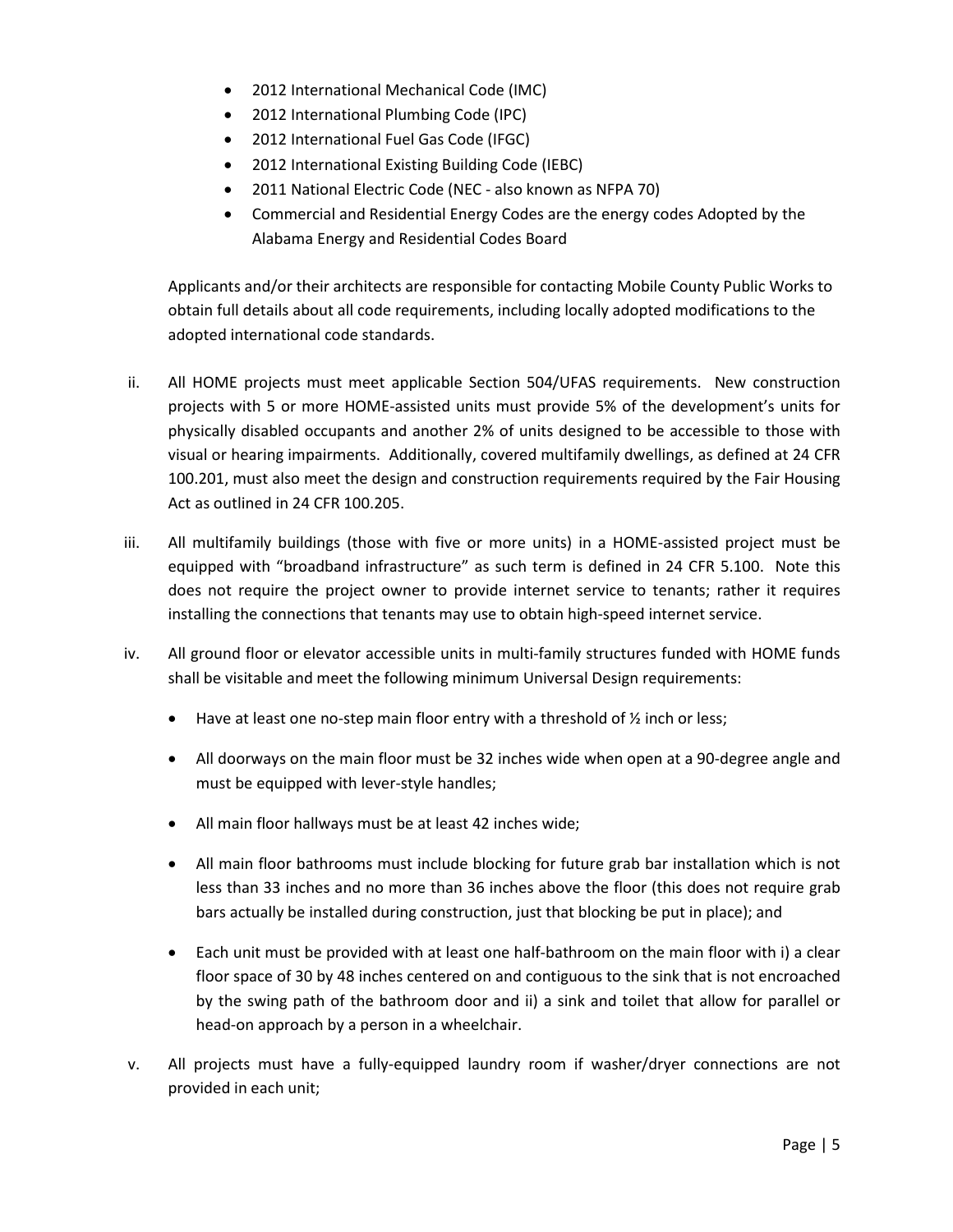- 2012 International Mechanical Code (IMC)
- 2012 International Plumbing Code (IPC)
- 2012 International Fuel Gas Code (IFGC)
- 2012 International Existing Building Code (IEBC)
- 2011 National Electric Code (NEC - also known as NFPA 70)
- Commercial and Residential Energy Codes are the energy codes Adopted by the Alabama Energy and Residential Codes Board

Applicants and/or their architects are responsible for contacting Mobile County Public Works to obtain full details about all code requirements, including locally adopted modifications to the adopted international code standards.

ii. All HOME projects must meet applicable Section 504/UFAS requirements. New construction projects with 5 or more HOME-assisted units must provide 5% of the development's units for physically disabled occupants and another 2% of units designed to be accessible to those with visual or hearing impairments. Additionally, covered multifamily dwellings, as defined at 24 CFR 100.201, must also meet the design and construction requirements required by the Fair Housing Act as outlined in 24 CFR 100.205.

iii. All multifamily buildings (those with five or more units) in a HOME-assisted project must be equipped with "broadband infrastructure" as such term is defined in 24 CFR 5.100. Note this does not require the project owner to provide internet service to tenants; rather it requires installing the connections that tenants may use to obtain high-speed internet service.

iv. All ground floor or elevator accessible units in multi-family structures funded with HOME funds shall be visitable and meet the following minimum Universal Design requirements:

- Have at least one no-step main floor entry with a threshold of ½ inch or less;
- All doorways on the main floor must be 32 inches wide when open at a 90-degree angle and must be equipped with lever-style handles;
- All main floor hallways must be at least 42 inches wide;
- All main floor bathrooms must include blocking for future grab bar installation which is not less than 33 inches and no more than 36 inches above the floor (this does not require grab bars actually be installed during construction, just that blocking be put in place); and
- Each unit must be provided with at least one half-bathroom on the main floor with i) a clear floor space of 30 by 48 inches centered on and contiguous to the sink that is not encroached by the swing path of the bathroom door and ii) a sink and toilet that allow for parallel or head-on approach by a person in a wheelchair.

v. All projects must have a fully-equipped laundry room if washer/dryer connections are not provided in each unit;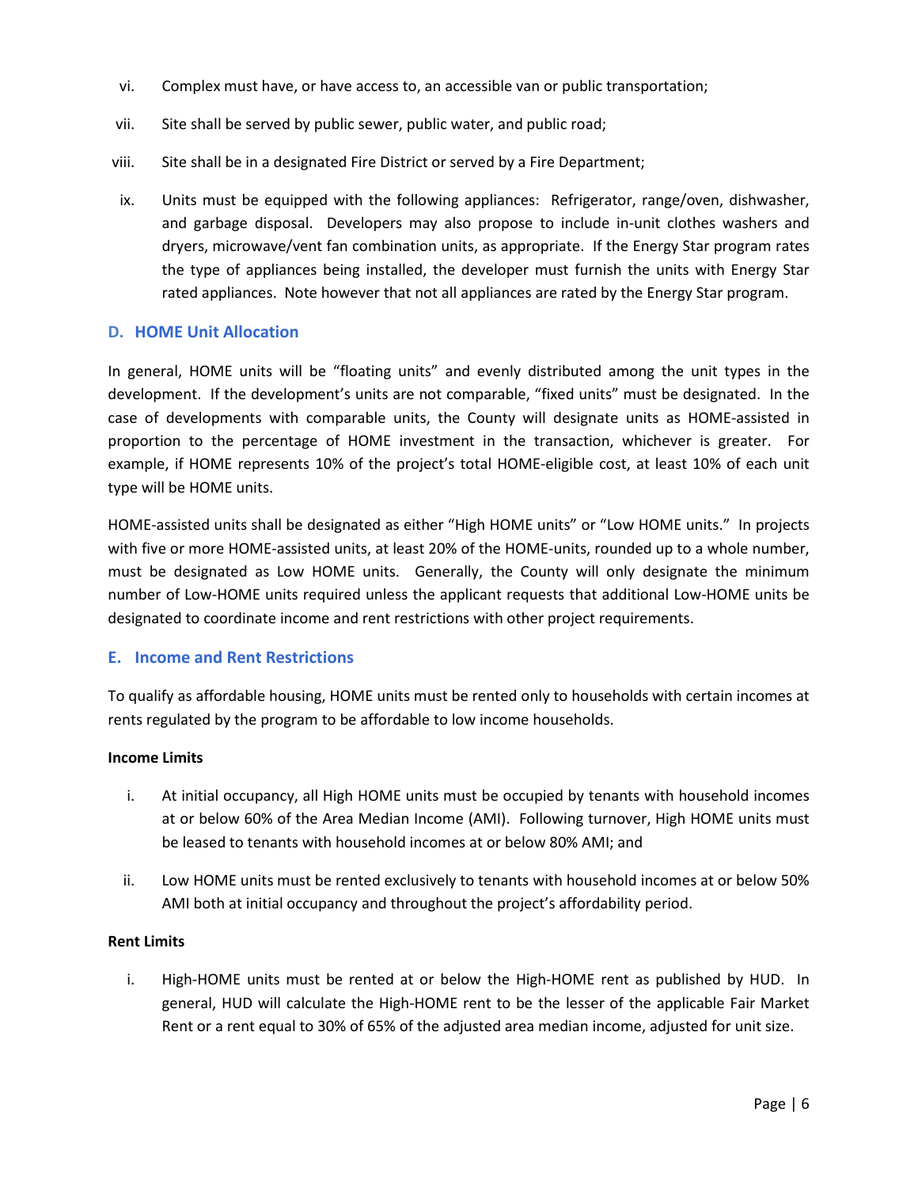vi. Complex must have, or have access to, an accessible van or public transportation;

vii. Site shall be served by public sewer, public water, and public road;

viii. Site shall be in a designated Fire District or served by a Fire Department;

ix. Units must be equipped with the following appliances: Refrigerator, range/oven, dishwasher, and garbage disposal. Developers may also propose to include in-unit clothes washers and dryers, microwave/vent fan combination units, as appropriate. If the Energy Star program rates the type of appliances being installed, the developer must furnish the units with Energy Star rated appliances. Note however that not all appliances are rated by the Energy Star program.

## D. HOME Unit Allocation

In general, HOME units will be "floating units" and evenly distributed among the unit types in the development. If the development's units are not comparable, "fixed units" must be designated. In the case of developments with comparable units, the County will designate units as HOME-assisted in proportion to the percentage of HOME investment in the transaction, whichever is greater. For example, if HOME represents 10% of the project's total HOME-eligible cost, at least 10% of each unit type will be HOME units.

HOME-assisted units shall be designated as either "High HOME units" or "Low HOME units." In projects with five or more HOME-assisted units, at least 20% of the HOME-units, rounded up to a whole number, must be designated as Low HOME units. Generally, the County will only designate the minimum number of Low-HOME units required unless the applicant requests that additional Low-HOME units be designated to coordinate income and rent restrictions with other project requirements.

## E. Income and Rent Restrictions

To qualify as affordable housing, HOME units must be rented only to households with certain incomes at rents regulated by the program to be affordable to low income households.

**Income Limits**

i. At initial occupancy, all High HOME units must be occupied by tenants with household incomes at or below 60% of the Area Median Income (AMI). Following turnover, High HOME units must be leased to tenants with household incomes at or below 80% AMI; and

ii. Low HOME units must be rented exclusively to tenants with household incomes at or below 50% AMI both at initial occupancy and throughout the project's affordability period.

**Rent Limits**

i. High-HOME units must be rented at or below the High-HOME rent as published by HUD. In general, HUD will calculate the High-HOME rent to be the lesser of the applicable Fair Market Rent or a rent equal to 30% of 65% of the adjusted area median income, adjusted for unit size.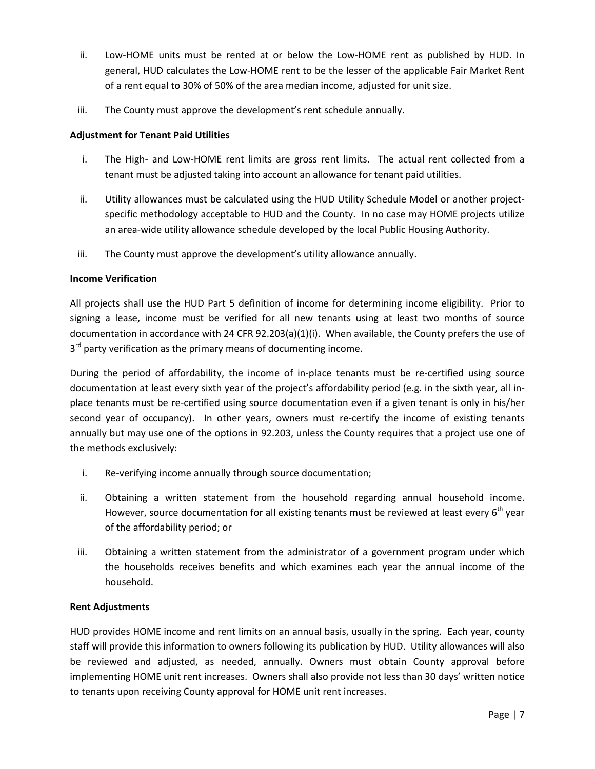ii. Low-HOME units must be rented at or below the Low-HOME rent as published by HUD. In general, HUD calculates the Low-HOME rent to be the lesser of the applicable Fair Market Rent of a rent equal to 30% of 50% of the area median income, adjusted for unit size.

iii. The County must approve the development's rent schedule annually.

**Adjustment for Tenant Paid Utilities**

i. The High- and Low-HOME rent limits are gross rent limits. The actual rent collected from a tenant must be adjusted taking into account an allowance for tenant paid utilities.

ii. Utility allowances must be calculated using the HUD Utility Schedule Model or another project-specific methodology acceptable to HUD and the County. In no case may HOME projects utilize an area-wide utility allowance schedule developed by the local Public Housing Authority.

iii. The County must approve the development's utility allowance annually.

**Income Verification**

All projects shall use the HUD Part 5 definition of income for determining income eligibility. Prior to signing a lease, income must be verified for all new tenants using at least two months of source documentation in accordance with 24 CFR 92.203(a)(1)(i). When available, the County prefers the use of 3rd party verification as the primary means of documenting income.

During the period of affordability, the income of in-place tenants must be re-certified using source documentation at least every sixth year of the project's affordability period (e.g. in the sixth year, all in-place tenants must be re-certified using source documentation even if a given tenant is only in his/her second year of occupancy). In other years, owners must re-certify the income of existing tenants annually but may use one of the options in 92.203, unless the County requires that a project use one of the methods exclusively:

i. Re-verifying income annually through source documentation;

ii. Obtaining a written statement from the household regarding annual household income. However, source documentation for all existing tenants must be reviewed at least every 6th year of the affordability period; or

iii. Obtaining a written statement from the administrator of a government program under which the households receives benefits and which examines each year the annual income of the household.

**Rent Adjustments**

HUD provides HOME income and rent limits on an annual basis, usually in the spring. Each year, county staff will provide this information to owners following its publication by HUD. Utility allowances will also be reviewed and adjusted, as needed, annually. Owners must obtain County approval before implementing HOME unit rent increases. Owners shall also provide not less than 30 days' written notice to tenants upon receiving County approval for HOME unit rent increases.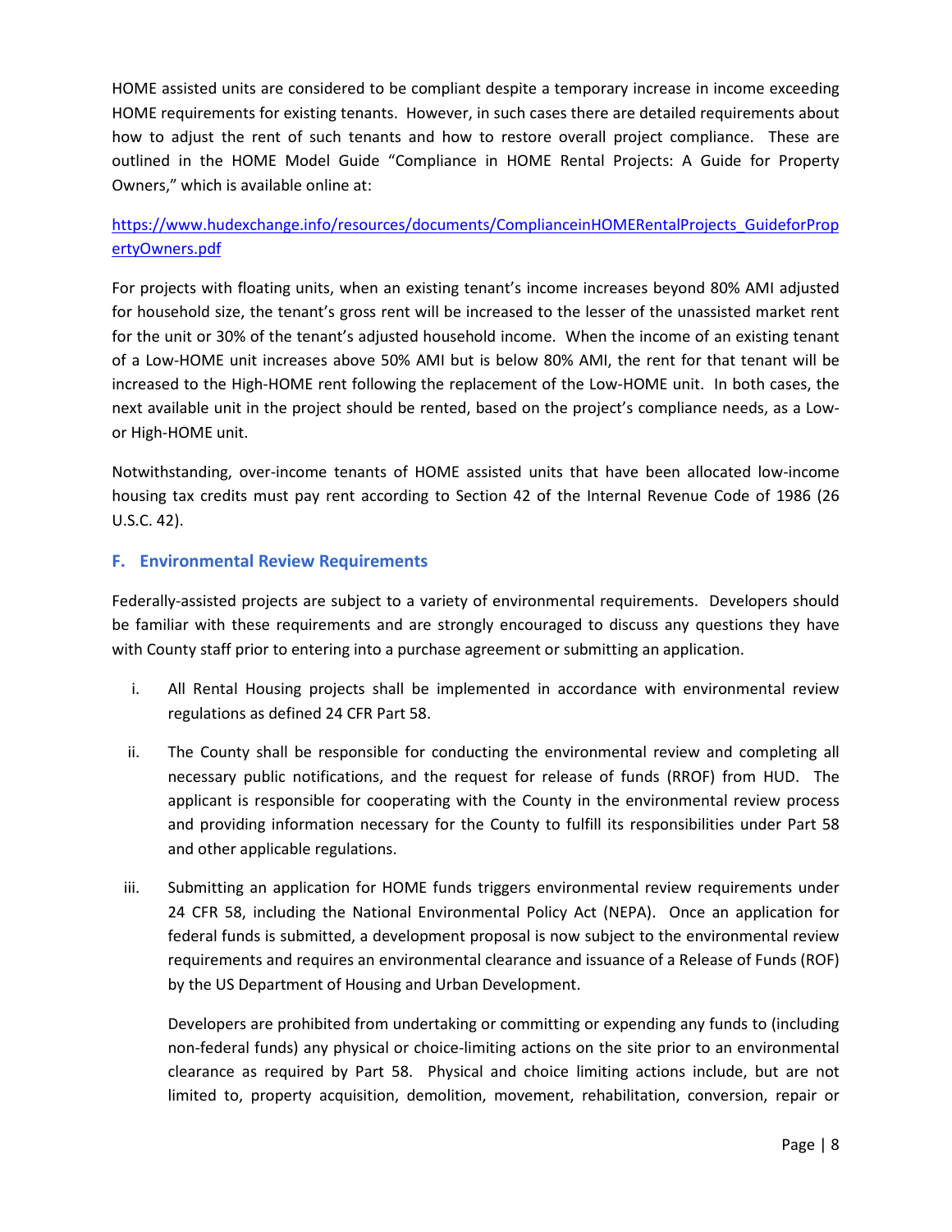HOME assisted units are considered to be compliant despite a temporary increase in income exceeding HOME requirements for existing tenants. However, in such cases there are detailed requirements about how to adjust the rent of such tenants and how to restore overall project compliance. These are outlined in the HOME Model Guide "Compliance in HOME Rental Projects: A Guide for Property Owners," which is available online at:

https://www.hudexchange.info/resources/documents/ComplianceinHOMERentalProjects_GuideforPropertyOwners.pdf

For projects with floating units, when an existing tenant's income increases beyond 80% AMI adjusted for household size, the tenant's gross rent will be increased to the lesser of the unassisted market rent for the unit or 30% of the tenant's adjusted household income. When the income of an existing tenant of a Low-HOME unit increases above 50% AMI but is below 80% AMI, the rent for that tenant will be increased to the High-HOME rent following the replacement of the Low-HOME unit. In both cases, the next available unit in the project should be rented, based on the project's compliance needs, as a Low- or High-HOME unit.

Notwithstanding, over-income tenants of HOME assisted units that have been allocated low-income housing tax credits must pay rent according to Section 42 of the Internal Revenue Code of 1986 (26 U.S.C. 42).

### F. Environmental Review Requirements

Federally-assisted projects are subject to a variety of environmental requirements. Developers should be familiar with these requirements and are strongly encouraged to discuss any questions they have with County staff prior to entering into a purchase agreement or submitting an application.

i. All Rental Housing projects shall be implemented in accordance with environmental review regulations as defined 24 CFR Part 58.

ii. The County shall be responsible for conducting the environmental review and completing all necessary public notifications, and the request for release of funds (RROF) from HUD. The applicant is responsible for cooperating with the County in the environmental review process and providing information necessary for the County to fulfill its responsibilities under Part 58 and other applicable regulations.

iii. Submitting an application for HOME funds triggers environmental review requirements under 24 CFR 58, including the National Environmental Policy Act (NEPA). Once an application for federal funds is submitted, a development proposal is now subject to the environmental review requirements and requires an environmental clearance and issuance of a Release of Funds (ROF) by the US Department of Housing and Urban Development.

   Developers are prohibited from undertaking or committing or expending any funds to (including non-federal funds) any physical or choice-limiting actions on the site prior to an environmental clearance as required by Part 58. Physical and choice limiting actions include, but are not limited to, property acquisition, demolition, movement, rehabilitation, conversion, repair or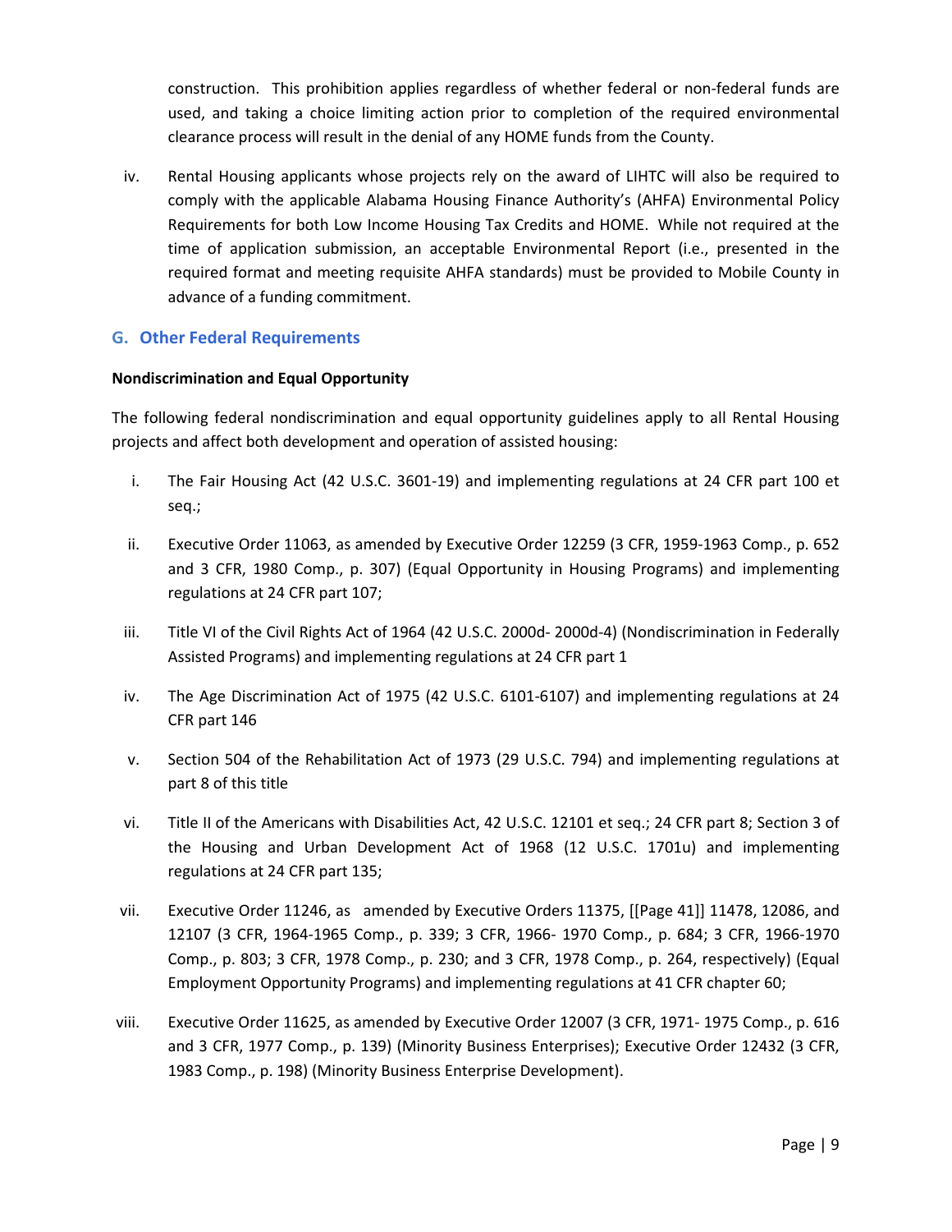construction. This prohibition applies regardless of whether federal or non-federal funds are used, and taking a choice limiting action prior to completion of the required environmental clearance process will result in the denial of any HOME funds from the County.

iv. Rental Housing applicants whose projects rely on the award of LIHTC will also be required to comply with the applicable Alabama Housing Finance Authority's (AHFA) Environmental Policy Requirements for both Low Income Housing Tax Credits and HOME. While not required at the time of application submission, an acceptable Environmental Report (i.e., presented in the required format and meeting requisite AHFA standards) must be provided to Mobile County in advance of a funding commitment.

## G. Other Federal Requirements

**Nondiscrimination and Equal Opportunity**

The following federal nondiscrimination and equal opportunity guidelines apply to all Rental Housing projects and affect both development and operation of assisted housing:

i. The Fair Housing Act (42 U.S.C. 3601-19) and implementing regulations at 24 CFR part 100 et seq.;

ii. Executive Order 11063, as amended by Executive Order 12259 (3 CFR, 1959-1963 Comp., p. 652 and 3 CFR, 1980 Comp., p. 307) (Equal Opportunity in Housing Programs) and implementing regulations at 24 CFR part 107;

iii. Title VI of the Civil Rights Act of 1964 (42 U.S.C. 2000d- 2000d-4) (Nondiscrimination in Federally Assisted Programs) and implementing regulations at 24 CFR part 1

iv. The Age Discrimination Act of 1975 (42 U.S.C. 6101-6107) and implementing regulations at 24 CFR part 146

v. Section 504 of the Rehabilitation Act of 1973 (29 U.S.C. 794) and implementing regulations at part 8 of this title

vi. Title II of the Americans with Disabilities Act, 42 U.S.C. 12101 et seq.; 24 CFR part 8; Section 3 of the Housing and Urban Development Act of 1968 (12 U.S.C. 1701u) and implementing regulations at 24 CFR part 135;

vii. Executive Order 11246, as amended by Executive Orders 11375, [[Page 41]] 11478, 12086, and 12107 (3 CFR, 1964-1965 Comp., p. 339; 3 CFR, 1966- 1970 Comp., p. 684; 3 CFR, 1966-1970 Comp., p. 803; 3 CFR, 1978 Comp., p. 230; and 3 CFR, 1978 Comp., p. 264, respectively) (Equal Employment Opportunity Programs) and implementing regulations at 41 CFR chapter 60;

viii. Executive Order 11625, as amended by Executive Order 12007 (3 CFR, 1971- 1975 Comp., p. 616 and 3 CFR, 1977 Comp., p. 139) (Minority Business Enterprises); Executive Order 12432 (3 CFR, 1983 Comp., p. 198) (Minority Business Enterprise Development).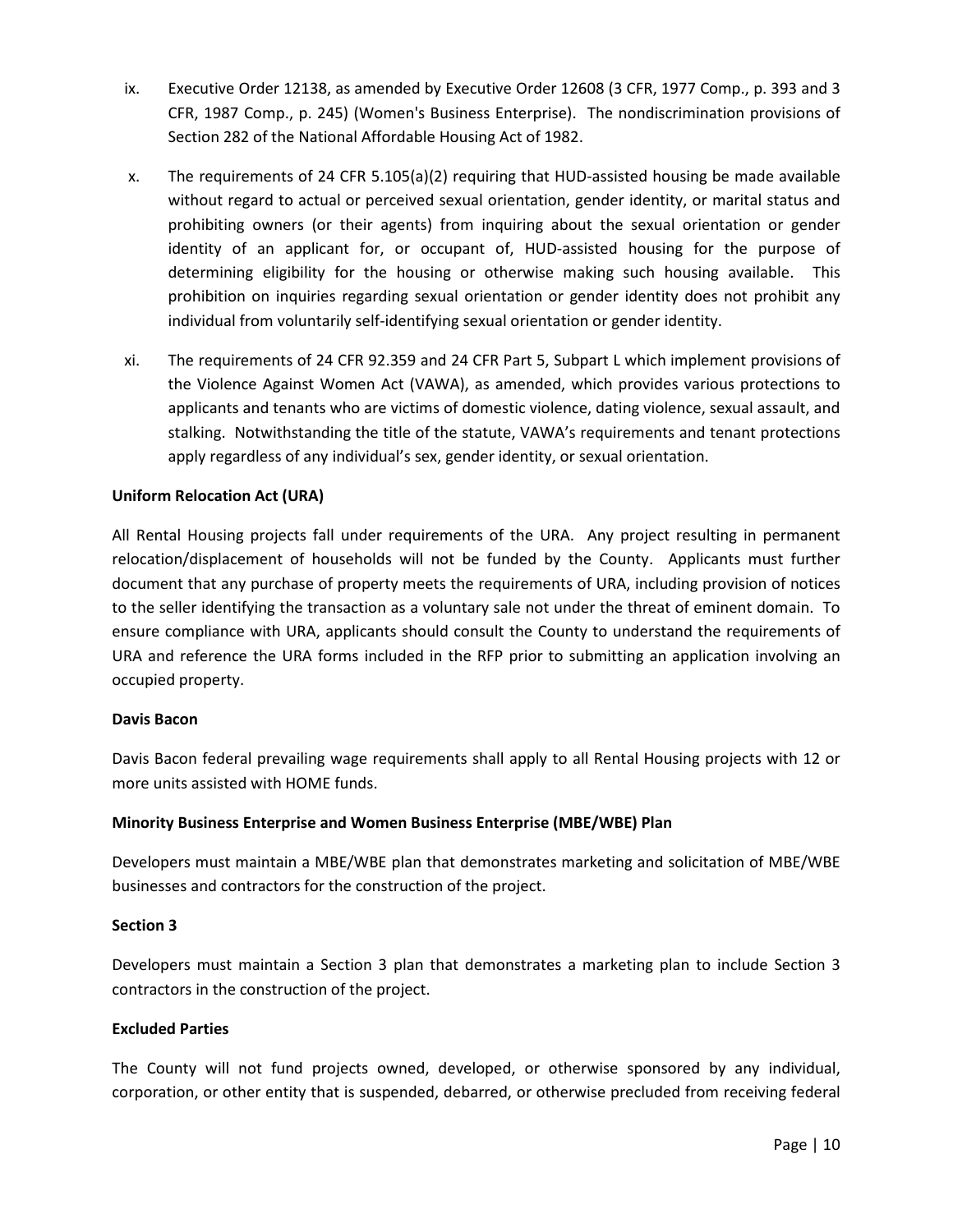ix. Executive Order 12138, as amended by Executive Order 12608 (3 CFR, 1977 Comp., p. 393 and 3 CFR, 1987 Comp., p. 245) (Women's Business Enterprise). The nondiscrimination provisions of Section 282 of the National Affordable Housing Act of 1982.

x. The requirements of 24 CFR 5.105(a)(2) requiring that HUD-assisted housing be made available without regard to actual or perceived sexual orientation, gender identity, or marital status and prohibiting owners (or their agents) from inquiring about the sexual orientation or gender identity of an applicant for, or occupant of, HUD-assisted housing for the purpose of determining eligibility for the housing or otherwise making such housing available. This prohibition on inquiries regarding sexual orientation or gender identity does not prohibit any individual from voluntarily self-identifying sexual orientation or gender identity.

xi. The requirements of 24 CFR 92.359 and 24 CFR Part 5, Subpart L which implement provisions of the Violence Against Women Act (VAWA), as amended, which provides various protections to applicants and tenants who are victims of domestic violence, dating violence, sexual assault, and stalking. Notwithstanding the title of the statute, VAWA's requirements and tenant protections apply regardless of any individual's sex, gender identity, or sexual orientation.

**Uniform Relocation Act (URA)**

All Rental Housing projects fall under requirements of the URA. Any project resulting in permanent relocation/displacement of households will not be funded by the County. Applicants must further document that any purchase of property meets the requirements of URA, including provision of notices to the seller identifying the transaction as a voluntary sale not under the threat of eminent domain. To ensure compliance with URA, applicants should consult the County to understand the requirements of URA and reference the URA forms included in the RFP prior to submitting an application involving an occupied property.

**Davis Bacon**

Davis Bacon federal prevailing wage requirements shall apply to all Rental Housing projects with 12 or more units assisted with HOME funds.

**Minority Business Enterprise and Women Business Enterprise (MBE/WBE) Plan**

Developers must maintain a MBE/WBE plan that demonstrates marketing and solicitation of MBE/WBE businesses and contractors for the construction of the project.

**Section 3**

Developers must maintain a Section 3 plan that demonstrates a marketing plan to include Section 3 contractors in the construction of the project.

**Excluded Parties**

The County will not fund projects owned, developed, or otherwise sponsored by any individual, corporation, or other entity that is suspended, debarred, or otherwise precluded from receiving federal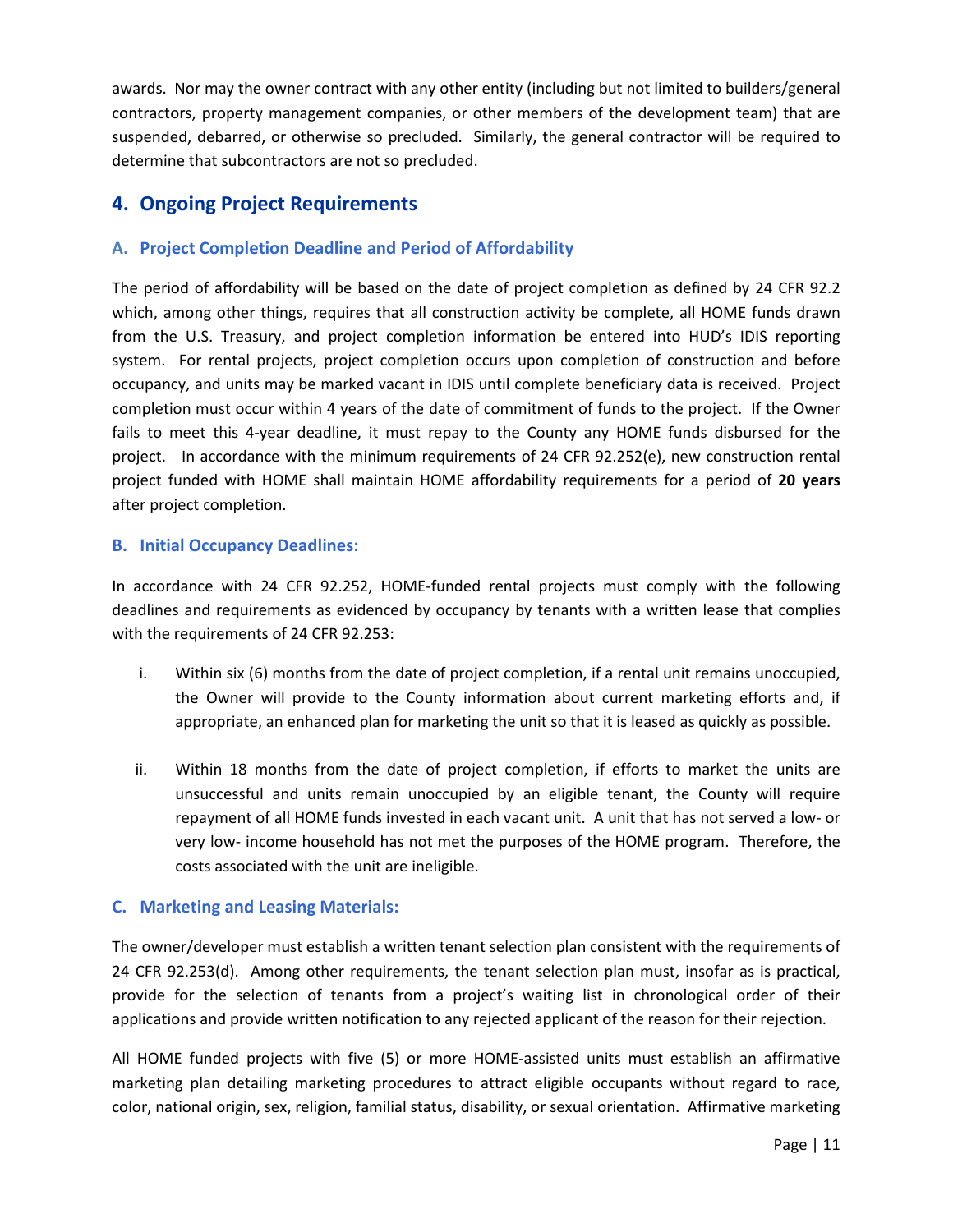awards. Nor may the owner contract with any other entity (including but not limited to builders/general contractors, property management companies, or other members of the development team) that are suspended, debarred, or otherwise so precluded. Similarly, the general contractor will be required to determine that subcontractors are not so precluded.

## 4. Ongoing Project Requirements

### A. Project Completion Deadline and Period of Affordability

The period of affordability will be based on the date of project completion as defined by 24 CFR 92.2 which, among other things, requires that all construction activity be complete, all HOME funds drawn from the U.S. Treasury, and project completion information be entered into HUD's IDIS reporting system. For rental projects, project completion occurs upon completion of construction and before occupancy, and units may be marked vacant in IDIS until complete beneficiary data is received. Project completion must occur within 4 years of the date of commitment of funds to the project. If the Owner fails to meet this 4-year deadline, it must repay to the County any HOME funds disbursed for the project. In accordance with the minimum requirements of 24 CFR 92.252(e), new construction rental project funded with HOME shall maintain HOME affordability requirements for a period of **20 years** after project completion.

### B. Initial Occupancy Deadlines:

In accordance with 24 CFR 92.252, HOME-funded rental projects must comply with the following deadlines and requirements as evidenced by occupancy by tenants with a written lease that complies with the requirements of 24 CFR 92.253:

i. Within six (6) months from the date of project completion, if a rental unit remains unoccupied, the Owner will provide to the County information about current marketing efforts and, if appropriate, an enhanced plan for marketing the unit so that it is leased as quickly as possible.

ii. Within 18 months from the date of project completion, if efforts to market the units are unsuccessful and units remain unoccupied by an eligible tenant, the County will require repayment of all HOME funds invested in each vacant unit. A unit that has not served a low- or very low- income household has not met the purposes of the HOME program. Therefore, the costs associated with the unit are ineligible.

### C. Marketing and Leasing Materials:

The owner/developer must establish a written tenant selection plan consistent with the requirements of 24 CFR 92.253(d). Among other requirements, the tenant selection plan must, insofar as is practical, provide for the selection of tenants from a project's waiting list in chronological order of their applications and provide written notification to any rejected applicant of the reason for their rejection.

All HOME funded projects with five (5) or more HOME-assisted units must establish an affirmative marketing plan detailing marketing procedures to attract eligible occupants without regard to race, color, national origin, sex, religion, familial status, disability, or sexual orientation. Affirmative marketing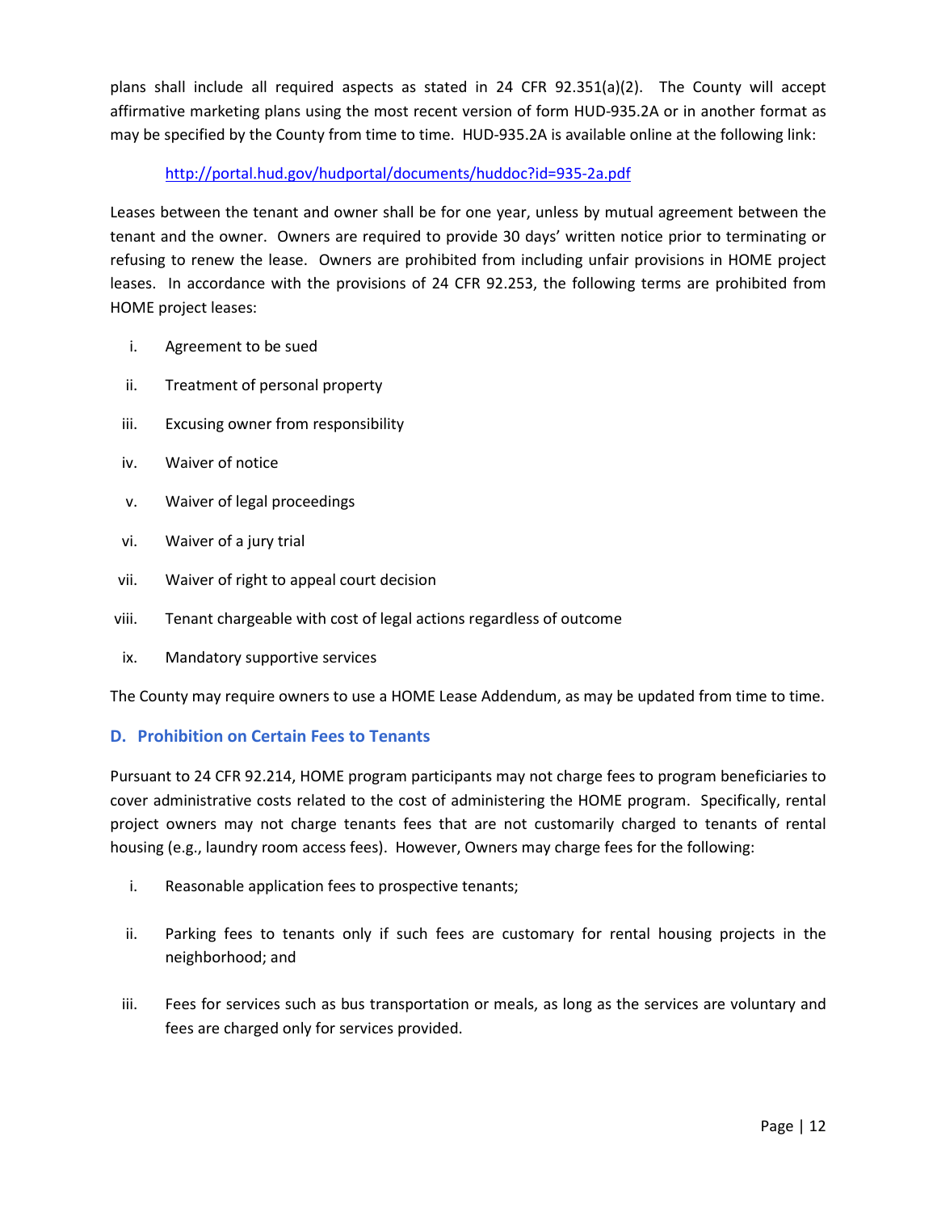plans shall include all required aspects as stated in 24 CFR 92.351(a)(2). The County will accept affirmative marketing plans using the most recent version of form HUD-935.2A or in another format as may be specified by the County from time to time. HUD-935.2A is available online at the following link:

http://portal.hud.gov/hudportal/documents/huddoc?id=935-2a.pdf

Leases between the tenant and owner shall be for one year, unless by mutual agreement between the tenant and the owner. Owners are required to provide 30 days' written notice prior to terminating or refusing to renew the lease. Owners are prohibited from including unfair provisions in HOME project leases. In accordance with the provisions of 24 CFR 92.253, the following terms are prohibited from HOME project leases:

i. Agreement to be sued
ii. Treatment of personal property
iii. Excusing owner from responsibility
iv. Waiver of notice
v. Waiver of legal proceedings
vi. Waiver of a jury trial
vii. Waiver of right to appeal court decision
viii. Tenant chargeable with cost of legal actions regardless of outcome
ix. Mandatory supportive services

The County may require owners to use a HOME Lease Addendum, as may be updated from time to time.

### D. Prohibition on Certain Fees to Tenants

Pursuant to 24 CFR 92.214, HOME program participants may not charge fees to program beneficiaries to cover administrative costs related to the cost of administering the HOME program. Specifically, rental project owners may not charge tenants fees that are not customarily charged to tenants of rental housing (e.g., laundry room access fees). However, Owners may charge fees for the following:

i. Reasonable application fees to prospective tenants;
ii. Parking fees to tenants only if such fees are customary for rental housing projects in the neighborhood; and
iii. Fees for services such as bus transportation or meals, as long as the services are voluntary and fees are charged only for services provided.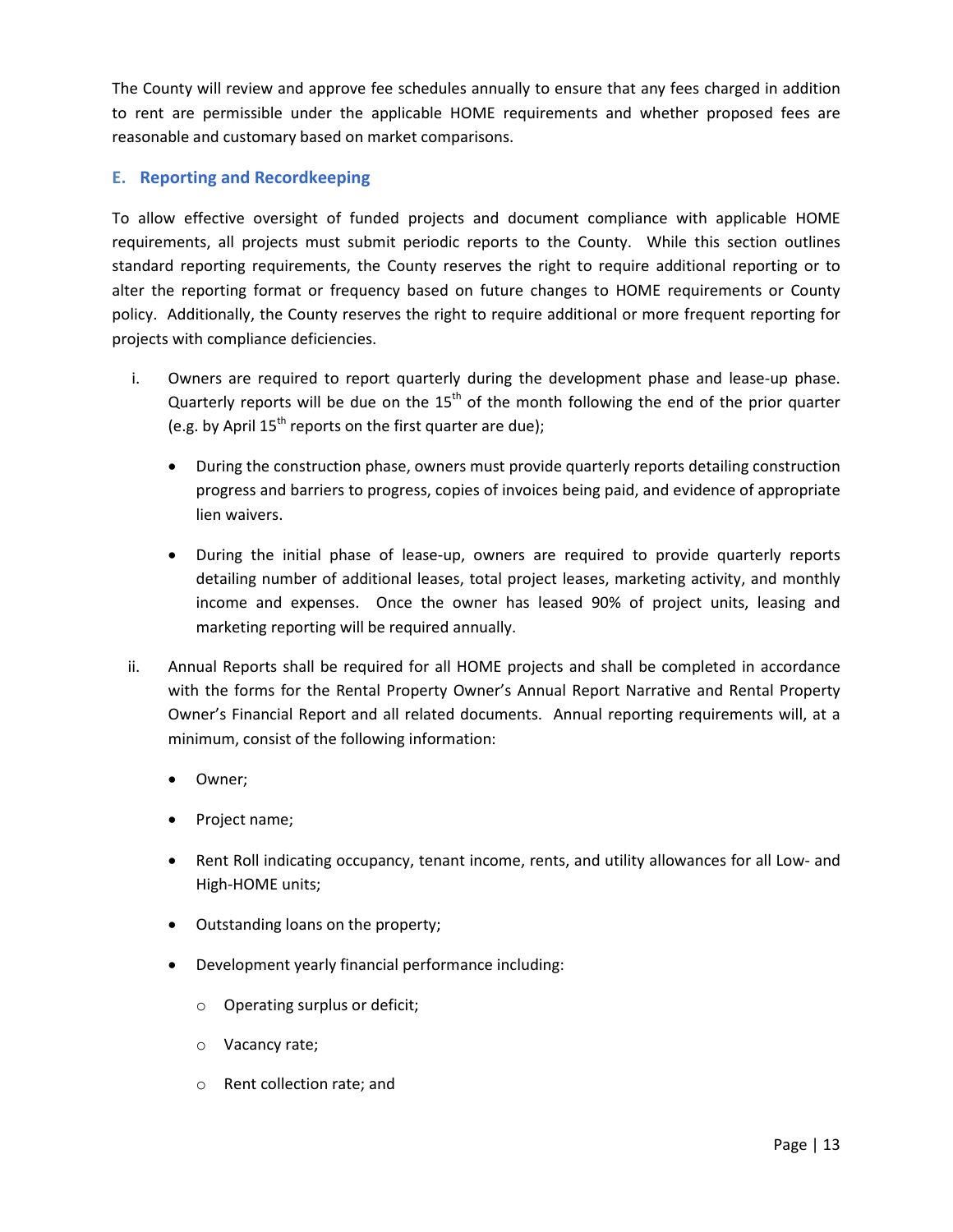The County will review and approve fee schedules annually to ensure that any fees charged in addition to rent are permissible under the applicable HOME requirements and whether proposed fees are reasonable and customary based on market comparisons.

### E. Reporting and Recordkeeping

To allow effective oversight of funded projects and document compliance with applicable HOME requirements, all projects must submit periodic reports to the County. While this section outlines standard reporting requirements, the County reserves the right to require additional reporting or to alter the reporting format or frequency based on future changes to HOME requirements or County policy. Additionally, the County reserves the right to require additional or more frequent reporting for projects with compliance deficiencies.

i. Owners are required to report quarterly during the development phase and lease-up phase. Quarterly reports will be due on the 15th of the month following the end of the prior quarter (e.g. by April 15th reports on the first quarter are due);

   - During the construction phase, owners must provide quarterly reports detailing construction progress and barriers to progress, copies of invoices being paid, and evidence of appropriate lien waivers.
   - During the initial phase of lease-up, owners are required to provide quarterly reports detailing number of additional leases, total project leases, marketing activity, and monthly income and expenses. Once the owner has leased 90% of project units, leasing and marketing reporting will be required annually.

ii. Annual Reports shall be required for all HOME projects and shall be completed in accordance with the forms for the Rental Property Owner's Annual Report Narrative and Rental Property Owner's Financial Report and all related documents. Annual reporting requirements will, at a minimum, consist of the following information:

   - Owner;
   - Project name;
   - Rent Roll indicating occupancy, tenant income, rents, and utility allowances for all Low- and High-HOME units;
   - Outstanding loans on the property;
   - Development yearly financial performance including:
     - Operating surplus or deficit;
     - Vacancy rate;
     - Rent collection rate; and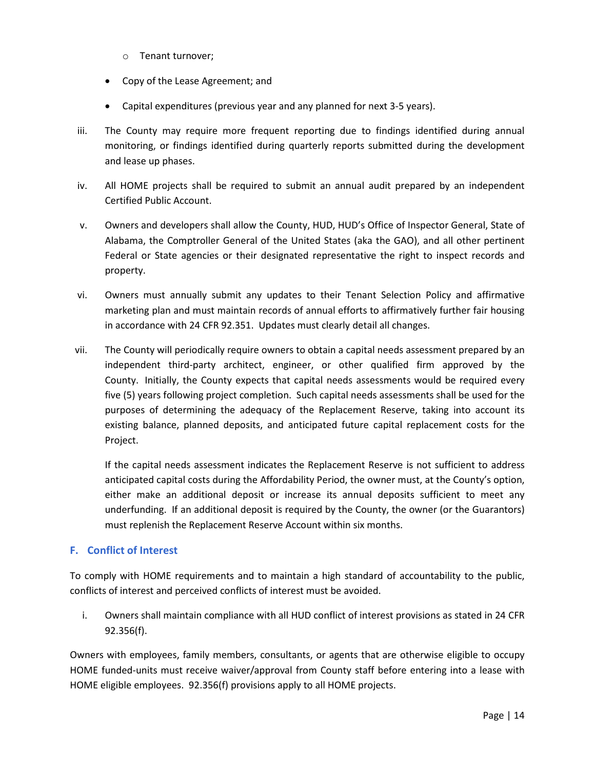- Tenant turnover;
- Copy of the Lease Agreement; and
- Capital expenditures (previous year and any planned for next 3-5 years).

iii. The County may require more frequent reporting due to findings identified during annual monitoring, or findings identified during quarterly reports submitted during the development and lease up phases.

iv. All HOME projects shall be required to submit an annual audit prepared by an independent Certified Public Account.

v. Owners and developers shall allow the County, HUD, HUD's Office of Inspector General, State of Alabama, the Comptroller General of the United States (aka the GAO), and all other pertinent Federal or State agencies or their designated representative the right to inspect records and property.

vi. Owners must annually submit any updates to their Tenant Selection Policy and affirmative marketing plan and must maintain records of annual efforts to affirmatively further fair housing in accordance with 24 CFR 92.351. Updates must clearly detail all changes.

vii. The County will periodically require owners to obtain a capital needs assessment prepared by an independent third-party architect, engineer, or other qualified firm approved by the County. Initially, the County expects that capital needs assessments would be required every five (5) years following project completion. Such capital needs assessments shall be used for the purposes of determining the adequacy of the Replacement Reserve, taking into account its existing balance, planned deposits, and anticipated future capital replacement costs for the Project.

    If the capital needs assessment indicates the Replacement Reserve is not sufficient to address anticipated capital costs during the Affordability Period, the owner must, at the County's option, either make an additional deposit or increase its annual deposits sufficient to meet any underfunding. If an additional deposit is required by the County, the owner (or the Guarantors) must replenish the Replacement Reserve Account within six months.

## F. Conflict of Interest

To comply with HOME requirements and to maintain a high standard of accountability to the public, conflicts of interest and perceived conflicts of interest must be avoided.

i. Owners shall maintain compliance with all HUD conflict of interest provisions as stated in 24 CFR 92.356(f).

Owners with employees, family members, consultants, or agents that are otherwise eligible to occupy HOME funded-units must receive waiver/approval from County staff before entering into a lease with HOME eligible employees. 92.356(f) provisions apply to all HOME projects.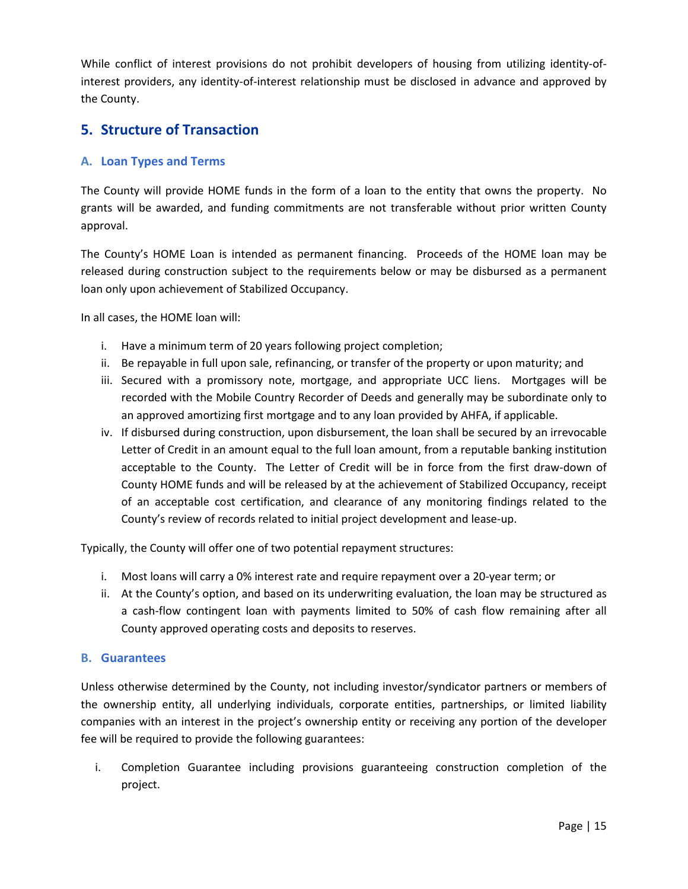While conflict of interest provisions do not prohibit developers of housing from utilizing identity-of-interest providers, any identity-of-interest relationship must be disclosed in advance and approved by the County.

## 5. Structure of Transaction

### A. Loan Types and Terms

The County will provide HOME funds in the form of a loan to the entity that owns the property. No grants will be awarded, and funding commitments are not transferable without prior written County approval.

The County's HOME Loan is intended as permanent financing. Proceeds of the HOME loan may be released during construction subject to the requirements below or may be disbursed as a permanent loan only upon achievement of Stabilized Occupancy.

In all cases, the HOME loan will:

i. Have a minimum term of 20 years following project completion;
ii. Be repayable in full upon sale, refinancing, or transfer of the property or upon maturity; and
iii. Secured with a promissory note, mortgage, and appropriate UCC liens. Mortgages will be recorded with the Mobile Country Recorder of Deeds and generally may be subordinate only to an approved amortizing first mortgage and to any loan provided by AHFA, if applicable.
iv. If disbursed during construction, upon disbursement, the loan shall be secured by an irrevocable Letter of Credit in an amount equal to the full loan amount, from a reputable banking institution acceptable to the County. The Letter of Credit will be in force from the first draw-down of County HOME funds and will be released by at the achievement of Stabilized Occupancy, receipt of an acceptable cost certification, and clearance of any monitoring findings related to the County's review of records related to initial project development and lease-up.

Typically, the County will offer one of two potential repayment structures:

i. Most loans will carry a 0% interest rate and require repayment over a 20-year term; or
ii. At the County's option, and based on its underwriting evaluation, the loan may be structured as a cash-flow contingent loan with payments limited to 50% of cash flow remaining after all County approved operating costs and deposits to reserves.

### B. Guarantees

Unless otherwise determined by the County, not including investor/syndicator partners or members of the ownership entity, all underlying individuals, corporate entities, partnerships, or limited liability companies with an interest in the project's ownership entity or receiving any portion of the developer fee will be required to provide the following guarantees:

i. Completion Guarantee including provisions guaranteeing construction completion of the project.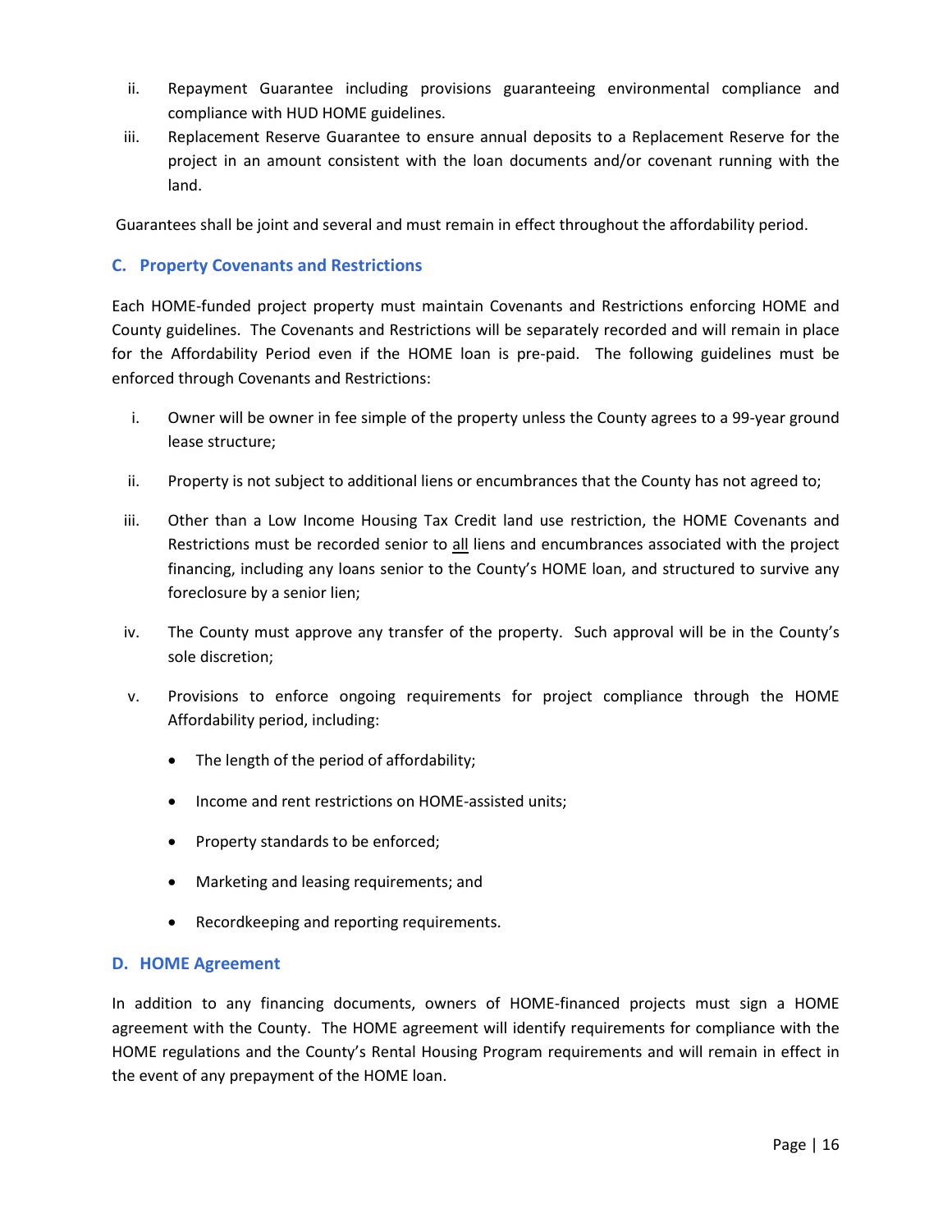ii. Repayment Guarantee including provisions guaranteeing environmental compliance and compliance with HUD HOME guidelines.

iii. Replacement Reserve Guarantee to ensure annual deposits to a Replacement Reserve for the project in an amount consistent with the loan documents and/or covenant running with the land.

Guarantees shall be joint and several and must remain in effect throughout the affordability period.

### C. Property Covenants and Restrictions

Each HOME-funded project property must maintain Covenants and Restrictions enforcing HOME and County guidelines. The Covenants and Restrictions will be separately recorded and will remain in place for the Affordability Period even if the HOME loan is pre-paid. The following guidelines must be enforced through Covenants and Restrictions:

i. Owner will be owner in fee simple of the property unless the County agrees to a 99-year ground lease structure;

ii. Property is not subject to additional liens or encumbrances that the County has not agreed to;

iii. Other than a Low Income Housing Tax Credit land use restriction, the HOME Covenants and Restrictions must be recorded senior to <u>all</u> liens and encumbrances associated with the project financing, including any loans senior to the County's HOME loan, and structured to survive any foreclosure by a senior lien;

iv. The County must approve any transfer of the property. Such approval will be in the County's sole discretion;

v. Provisions to enforce ongoing requirements for project compliance through the HOME Affordability period, including:

- The length of the period of affordability;
- Income and rent restrictions on HOME-assisted units;
- Property standards to be enforced;
- Marketing and leasing requirements; and
- Recordkeeping and reporting requirements.

### D. HOME Agreement

In addition to any financing documents, owners of HOME-financed projects must sign a HOME agreement with the County. The HOME agreement will identify requirements for compliance with the HOME regulations and the County's Rental Housing Program requirements and will remain in effect in the event of any prepayment of the HOME loan.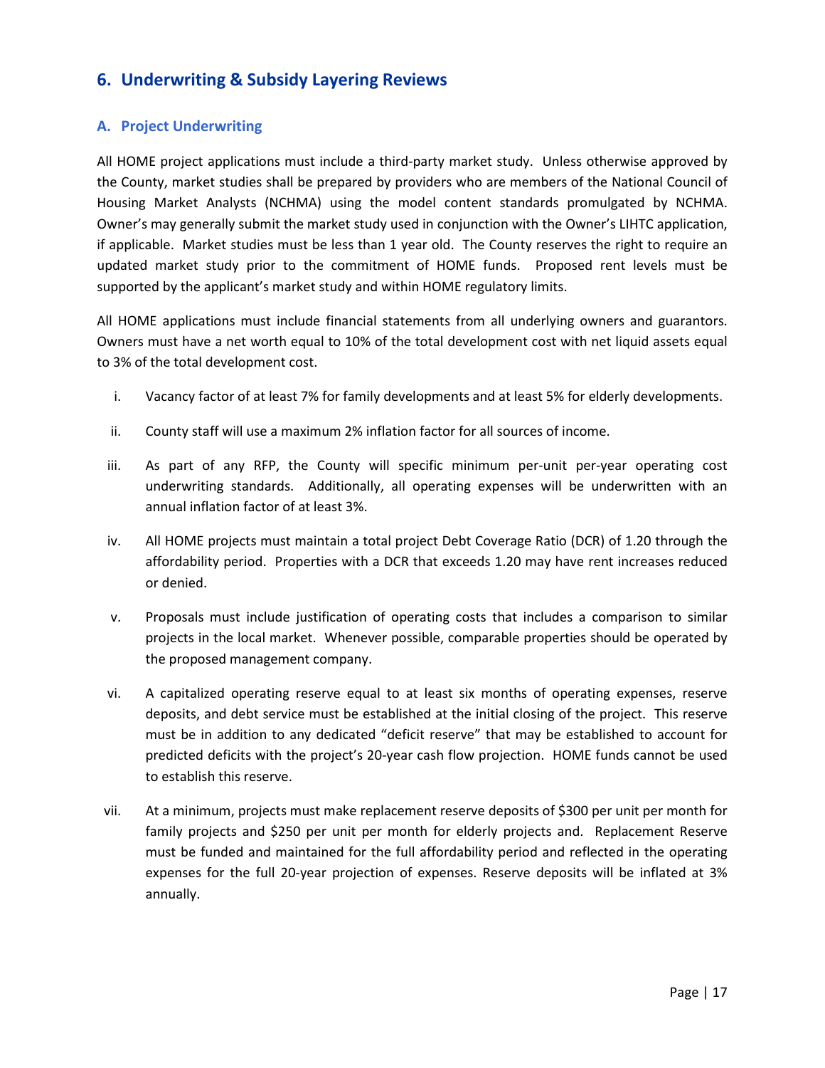## 6. Underwriting & Subsidy Layering Reviews

### A. Project Underwriting

All HOME project applications must include a third-party market study. Unless otherwise approved by the County, market studies shall be prepared by providers who are members of the National Council of Housing Market Analysts (NCHMA) using the model content standards promulgated by NCHMA. Owner's may generally submit the market study used in conjunction with the Owner's LIHTC application, if applicable. Market studies must be less than 1 year old. The County reserves the right to require an updated market study prior to the commitment of HOME funds. Proposed rent levels must be supported by the applicant's market study and within HOME regulatory limits.

All HOME applications must include financial statements from all underlying owners and guarantors. Owners must have a net worth equal to 10% of the total development cost with net liquid assets equal to 3% of the total development cost.

i. Vacancy factor of at least 7% for family developments and at least 5% for elderly developments.

ii. County staff will use a maximum 2% inflation factor for all sources of income.

iii. As part of any RFP, the County will specific minimum per-unit per-year operating cost underwriting standards. Additionally, all operating expenses will be underwritten with an annual inflation factor of at least 3%.

iv. All HOME projects must maintain a total project Debt Coverage Ratio (DCR) of 1.20 through the affordability period. Properties with a DCR that exceeds 1.20 may have rent increases reduced or denied.

v. Proposals must include justification of operating costs that includes a comparison to similar projects in the local market. Whenever possible, comparable properties should be operated by the proposed management company.

vi. A capitalized operating reserve equal to at least six months of operating expenses, reserve deposits, and debt service must be established at the initial closing of the project. This reserve must be in addition to any dedicated "deficit reserve" that may be established to account for predicted deficits with the project's 20-year cash flow projection. HOME funds cannot be used to establish this reserve.

vii. At a minimum, projects must make replacement reserve deposits of $300 per unit per month for family projects and $250 per unit per month for elderly projects and. Replacement Reserve must be funded and maintained for the full affordability period and reflected in the operating expenses for the full 20-year projection of expenses. Reserve deposits will be inflated at 3% annually.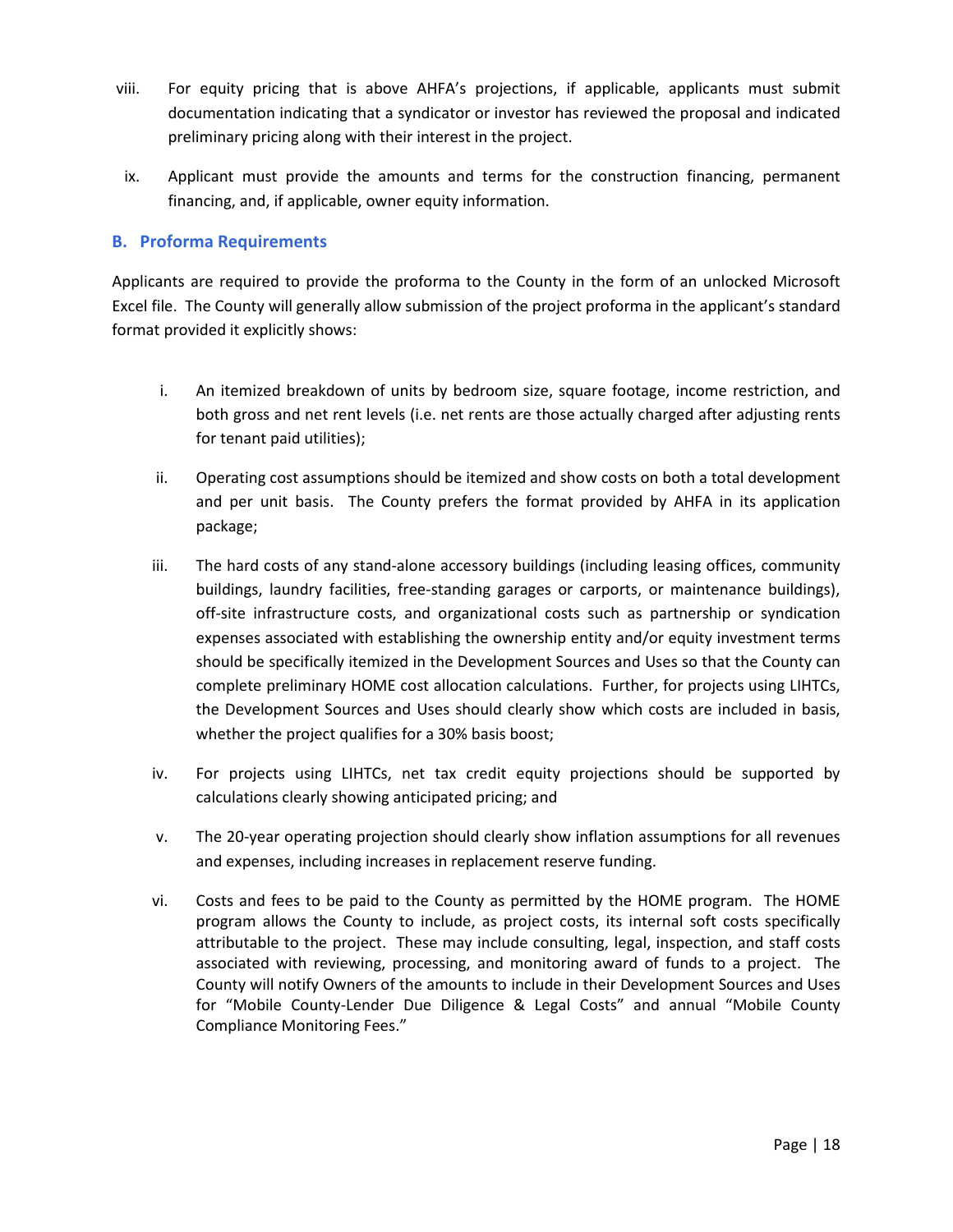viii. For equity pricing that is above AHFA's projections, if applicable, applicants must submit documentation indicating that a syndicator or investor has reviewed the proposal and indicated preliminary pricing along with their interest in the project.

ix. Applicant must provide the amounts and terms for the construction financing, permanent financing, and, if applicable, owner equity information.

### B. Proforma Requirements

Applicants are required to provide the proforma to the County in the form of an unlocked Microsoft Excel file. The County will generally allow submission of the project proforma in the applicant's standard format provided it explicitly shows:

i. An itemized breakdown of units by bedroom size, square footage, income restriction, and both gross and net rent levels (i.e. net rents are those actually charged after adjusting rents for tenant paid utilities);

ii. Operating cost assumptions should be itemized and show costs on both a total development and per unit basis. The County prefers the format provided by AHFA in its application package;

iii. The hard costs of any stand-alone accessory buildings (including leasing offices, community buildings, laundry facilities, free-standing garages or carports, or maintenance buildings), off-site infrastructure costs, and organizational costs such as partnership or syndication expenses associated with establishing the ownership entity and/or equity investment terms should be specifically itemized in the Development Sources and Uses so that the County can complete preliminary HOME cost allocation calculations. Further, for projects using LIHTCs, the Development Sources and Uses should clearly show which costs are included in basis, whether the project qualifies for a 30% basis boost;

iv. For projects using LIHTCs, net tax credit equity projections should be supported by calculations clearly showing anticipated pricing; and

v. The 20-year operating projection should clearly show inflation assumptions for all revenues and expenses, including increases in replacement reserve funding.

vi. Costs and fees to be paid to the County as permitted by the HOME program. The HOME program allows the County to include, as project costs, its internal soft costs specifically attributable to the project. These may include consulting, legal, inspection, and staff costs associated with reviewing, processing, and monitoring award of funds to a project. The County will notify Owners of the amounts to include in their Development Sources and Uses for "Mobile County-Lender Due Diligence & Legal Costs" and annual "Mobile County Compliance Monitoring Fees."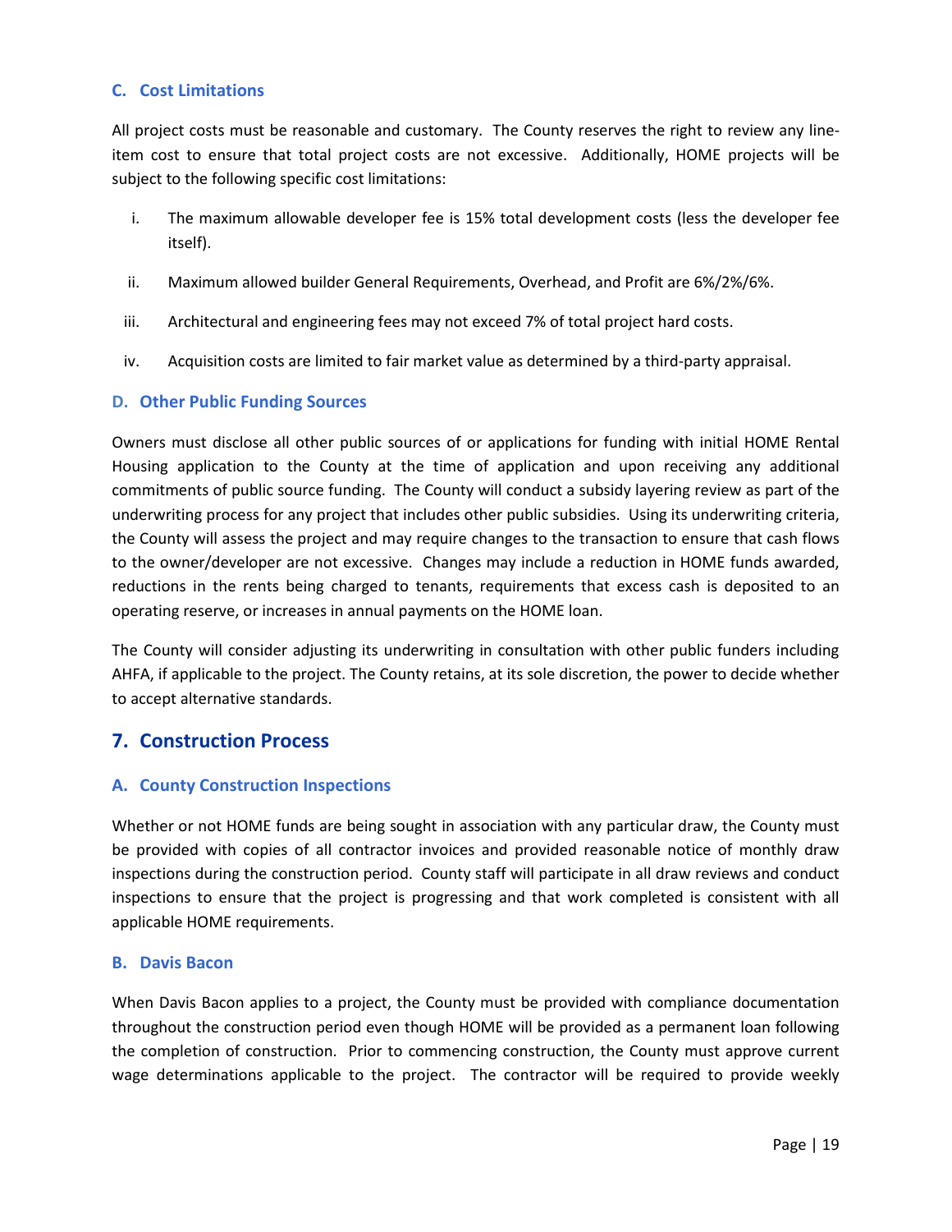### C. Cost Limitations

All project costs must be reasonable and customary. The County reserves the right to review any line-item cost to ensure that total project costs are not excessive. Additionally, HOME projects will be subject to the following specific cost limitations:

i. The maximum allowable developer fee is 15% total development costs (less the developer fee itself).

ii. Maximum allowed builder General Requirements, Overhead, and Profit are 6%/2%/6%.

iii. Architectural and engineering fees may not exceed 7% of total project hard costs.

iv. Acquisition costs are limited to fair market value as determined by a third-party appraisal.

### D. Other Public Funding Sources

Owners must disclose all other public sources of or applications for funding with initial HOME Rental Housing application to the County at the time of application and upon receiving any additional commitments of public source funding. The County will conduct a subsidy layering review as part of the underwriting process for any project that includes other public subsidies. Using its underwriting criteria, the County will assess the project and may require changes to the transaction to ensure that cash flows to the owner/developer are not excessive. Changes may include a reduction in HOME funds awarded, reductions in the rents being charged to tenants, requirements that excess cash is deposited to an operating reserve, or increases in annual payments on the HOME loan.

The County will consider adjusting its underwriting in consultation with other public funders including AHFA, if applicable to the project. The County retains, at its sole discretion, the power to decide whether to accept alternative standards.

## 7. Construction Process

### A. County Construction Inspections

Whether or not HOME funds are being sought in association with any particular draw, the County must be provided with copies of all contractor invoices and provided reasonable notice of monthly draw inspections during the construction period. County staff will participate in all draw reviews and conduct inspections to ensure that the project is progressing and that work completed is consistent with all applicable HOME requirements.

### B. Davis Bacon

When Davis Bacon applies to a project, the County must be provided with compliance documentation throughout the construction period even though HOME will be provided as a permanent loan following the completion of construction. Prior to commencing construction, the County must approve current wage determinations applicable to the project. The contractor will be required to provide weekly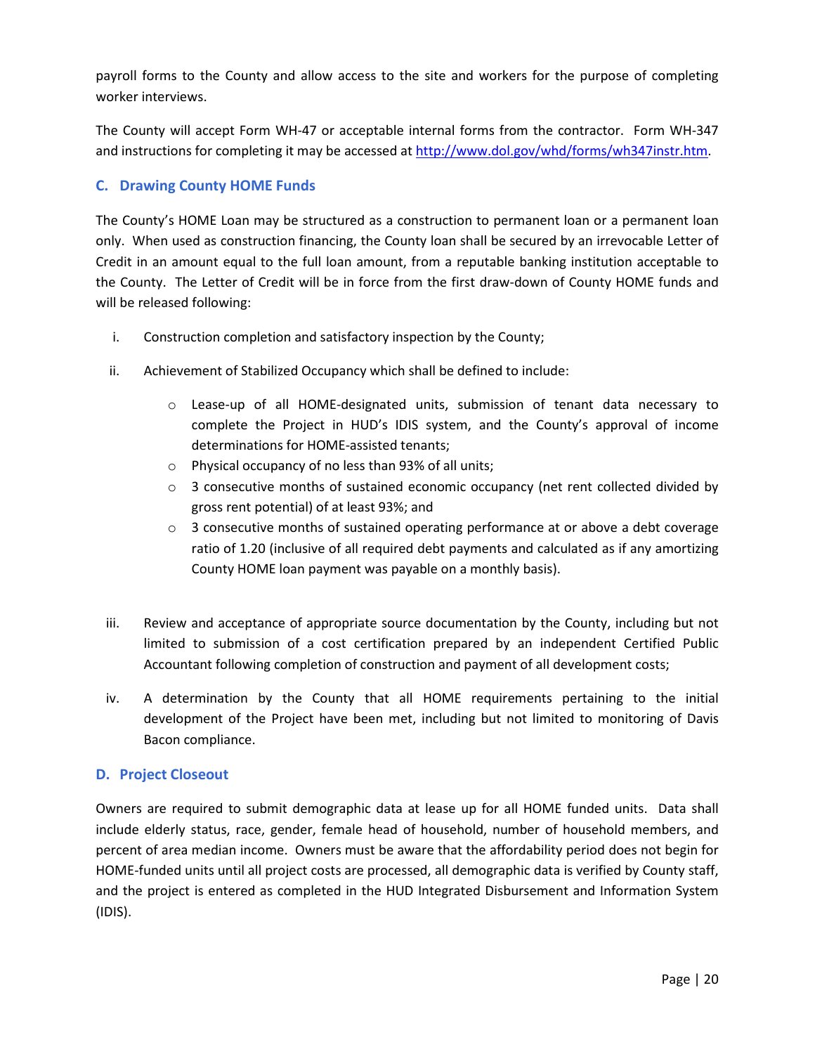payroll forms to the County and allow access to the site and workers for the purpose of completing worker interviews.

The County will accept Form WH-47 or acceptable internal forms from the contractor. Form WH-347 and instructions for completing it may be accessed at [http://www.dol.gov/whd/forms/wh347instr.htm](http://www.dol.gov/whd/forms/wh347instr.htm).

### C. Drawing County HOME Funds

The County's HOME Loan may be structured as a construction to permanent loan or a permanent loan only. When used as construction financing, the County loan shall be secured by an irrevocable Letter of Credit in an amount equal to the full loan amount, from a reputable banking institution acceptable to the County. The Letter of Credit will be in force from the first draw-down of County HOME funds and will be released following:

i. Construction completion and satisfactory inspection by the County;

ii. Achievement of Stabilized Occupancy which shall be defined to include:

   - Lease-up of all HOME-designated units, submission of tenant data necessary to complete the Project in HUD's IDIS system, and the County's approval of income determinations for HOME-assisted tenants;
   - Physical occupancy of no less than 93% of all units;
   - 3 consecutive months of sustained economic occupancy (net rent collected divided by gross rent potential) of at least 93%; and
   - 3 consecutive months of sustained operating performance at or above a debt coverage ratio of 1.20 (inclusive of all required debt payments and calculated as if any amortizing County HOME loan payment was payable on a monthly basis).

iii. Review and acceptance of appropriate source documentation by the County, including but not limited to submission of a cost certification prepared by an independent Certified Public Accountant following completion of construction and payment of all development costs;

iv. A determination by the County that all HOME requirements pertaining to the initial development of the Project have been met, including but not limited to monitoring of Davis Bacon compliance.

### D. Project Closeout

Owners are required to submit demographic data at lease up for all HOME funded units. Data shall include elderly status, race, gender, female head of household, number of household members, and percent of area median income. Owners must be aware that the affordability period does not begin for HOME-funded units until all project costs are processed, all demographic data is verified by County staff, and the project is entered as completed in the HUD Integrated Disbursement and Information System (IDIS).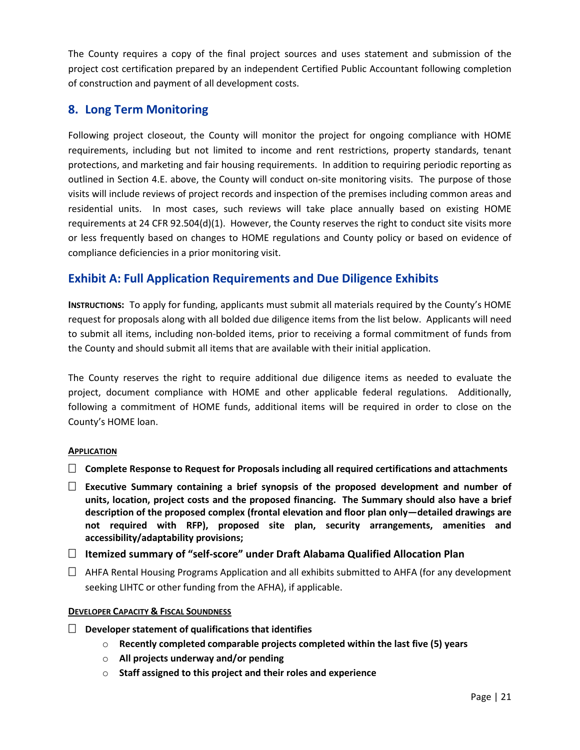The County requires a copy of the final project sources and uses statement and submission of the project cost certification prepared by an independent Certified Public Accountant following completion of construction and payment of all development costs.

## 8. Long Term Monitoring

Following project closeout, the County will monitor the project for ongoing compliance with HOME requirements, including but not limited to income and rent restrictions, property standards, tenant protections, and marketing and fair housing requirements. In addition to requiring periodic reporting as outlined in Section 4.E. above, the County will conduct on-site monitoring visits. The purpose of those visits will include reviews of project records and inspection of the premises including common areas and residential units. In most cases, such reviews will take place annually based on existing HOME requirements at 24 CFR 92.504(d)(1). However, the County reserves the right to conduct site visits more or less frequently based on changes to HOME regulations and County policy or based on evidence of compliance deficiencies in a prior monitoring visit.

## Exhibit A: Full Application Requirements and Due Diligence Exhibits

**INSTRUCTIONS:** To apply for funding, applicants must submit all materials required by the County's HOME request for proposals along with all bolded due diligence items from the list below. Applicants will need to submit all items, including non-bolded items, prior to receiving a formal commitment of funds from the County and should submit all items that are available with their initial application.

The County reserves the right to require additional due diligence items as needed to evaluate the project, document compliance with HOME and other applicable federal regulations. Additionally, following a commitment of HOME funds, additional items will be required in order to close on the County's HOME loan.

**APPLICATION**

- ☐ **Complete Response to Request for Proposals including all required certifications and attachments**
- ☐ **Executive Summary containing a brief synopsis of the proposed development and number of units, location, project costs and the proposed financing. The Summary should also have a brief description of the proposed complex (frontal elevation and floor plan only—detailed drawings are not required with RFP), proposed site plan, security arrangements, amenities and accessibility/adaptability provisions;**
- ☐ **Itemized summary of "self-score" under Draft Alabama Qualified Allocation Plan**
- ☐ AHFA Rental Housing Programs Application and all exhibits submitted to AHFA (for any development seeking LIHTC or other funding from the AFHA), if applicable.

**DEVELOPER CAPACITY & FISCAL SOUNDNESS**

- ☐ **Developer statement of qualifications that identifies**
  - **Recently completed comparable projects completed within the last five (5) years**
  - **All projects underway and/or pending**
  - **Staff assigned to this project and their roles and experience**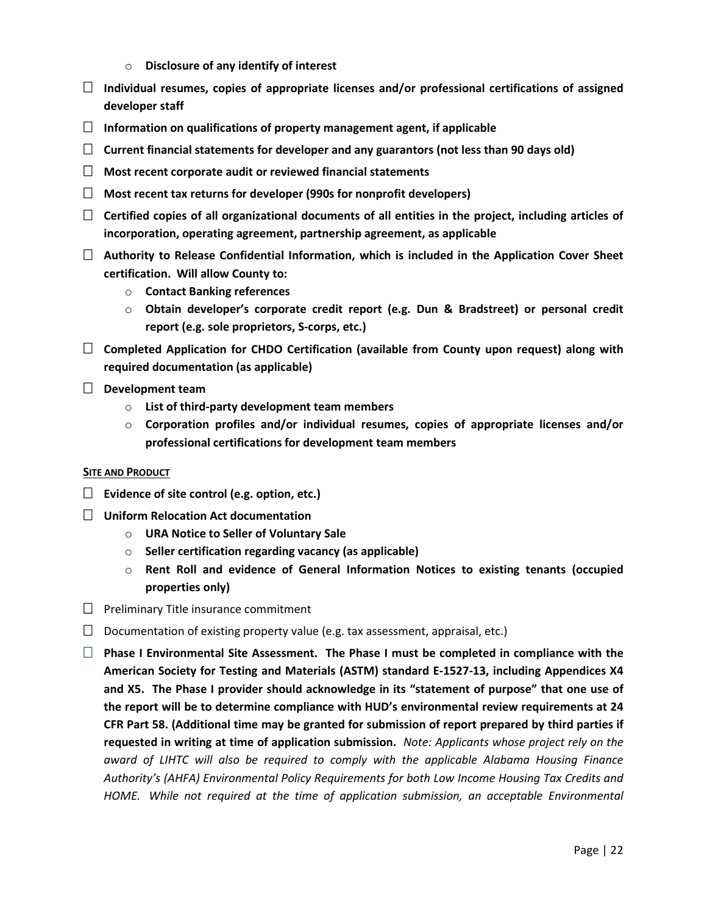- **Disclosure of any identify of interest**

- ☐ **Individual resumes, copies of appropriate licenses and/or professional certifications of assigned developer staff**
- ☐ **Information on qualifications of property management agent, if applicable**
- ☐ **Current financial statements for developer and any guarantors (not less than 90 days old)**
- ☐ **Most recent corporate audit or reviewed financial statements**
- ☐ **Most recent tax returns for developer (990s for nonprofit developers)**
- ☐ **Certified copies of all organizational documents of all entities in the project, including articles of incorporation, operating agreement, partnership agreement, as applicable**
- ☐ **Authority to Release Confidential Information, which is included in the Application Cover Sheet certification. Will allow County to:**
  - **Contact Banking references**
  - **Obtain developer's corporate credit report (e.g. Dun & Bradstreet) or personal credit report (e.g. sole proprietors, S-corps, etc.)**
- ☐ **Completed Application for CHDO Certification (available from County upon request) along with required documentation (as applicable)**
- ☐ **Development team**
  - **List of third-party development team members**
  - **Corporation profiles and/or individual resumes, copies of appropriate licenses and/or professional certifications for development team members**

**SITE AND PRODUCT**

- ☐ **Evidence of site control (e.g. option, etc.)**
- ☐ **Uniform Relocation Act documentation**
  - **URA Notice to Seller of Voluntary Sale**
  - **Seller certification regarding vacancy (as applicable)**
  - **Rent Roll and evidence of General Information Notices to existing tenants (occupied properties only)**
- ☐ Preliminary Title insurance commitment
- ☐ Documentation of existing property value (e.g. tax assessment, appraisal, etc.)
- ☐ **Phase I Environmental Site Assessment. The Phase I must be completed in compliance with the American Society for Testing and Materials (ASTM) standard E-1527-13, including Appendices X4 and X5. The Phase I provider should acknowledge in its "statement of purpose" that one use of the report will be to determine compliance with HUD's environmental review requirements at 24 CFR Part 58. (Additional time may be granted for submission of report prepared by third parties if requested in writing at time of application submission.** *Note: Applicants whose project rely on the award of LIHTC will also be required to comply with the applicable Alabama Housing Finance Authority's (AHFA) Environmental Policy Requirements for both Low Income Housing Tax Credits and HOME. While not required at the time of application submission, an acceptable Environmental*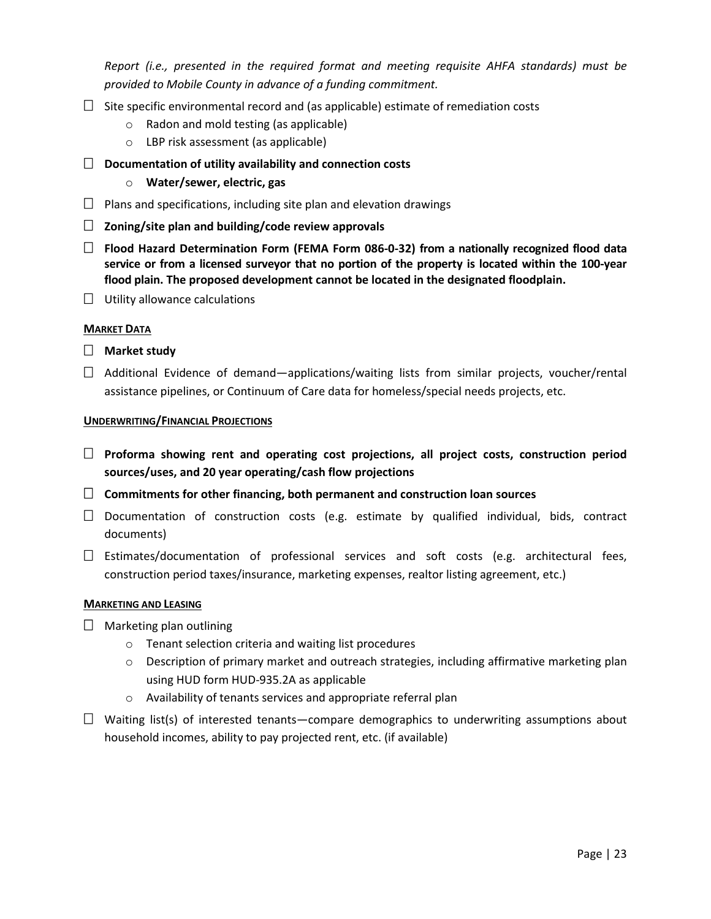*Report (i.e., presented in the required format and meeting requisite AHFA standards) must be provided to Mobile County in advance of a funding commitment.*

- ☐ Site specific environmental record and (as applicable) estimate of remediation costs
  - Radon and mold testing (as applicable)
  - LBP risk assessment (as applicable)
- ☐ **Documentation of utility availability and connection costs**
  - **Water/sewer, electric, gas**
- ☐ Plans and specifications, including site plan and elevation drawings
- ☐ **Zoning/site plan and building/code review approvals**
- ☐ **Flood Hazard Determination Form (FEMA Form 086-0-32) from a nationally recognized flood data service or from a licensed surveyor that no portion of the property is located within the 100-year flood plain. The proposed development cannot be located in the designated floodplain.**
- ☐ Utility allowance calculations

**MARKET DATA**

- ☐ **Market study**
- ☐ Additional Evidence of demand—applications/waiting lists from similar projects, voucher/rental assistance pipelines, or Continuum of Care data for homeless/special needs projects, etc.

**UNDERWRITING/FINANCIAL PROJECTIONS**

- ☐ **Proforma showing rent and operating cost projections, all project costs, construction period sources/uses, and 20 year operating/cash flow projections**
- ☐ **Commitments for other financing, both permanent and construction loan sources**
- ☐ Documentation of construction costs (e.g. estimate by qualified individual, bids, contract documents)
- ☐ Estimates/documentation of professional services and soft costs (e.g. architectural fees, construction period taxes/insurance, marketing expenses, realtor listing agreement, etc.)

**MARKETING AND LEASING**

- ☐ Marketing plan outlining
  - Tenant selection criteria and waiting list procedures
  - Description of primary market and outreach strategies, including affirmative marketing plan using HUD form HUD-935.2A as applicable
  - Availability of tenants services and appropriate referral plan
- ☐ Waiting list(s) of interested tenants—compare demographics to underwriting assumptions about household incomes, ability to pay projected rent, etc. (if available)